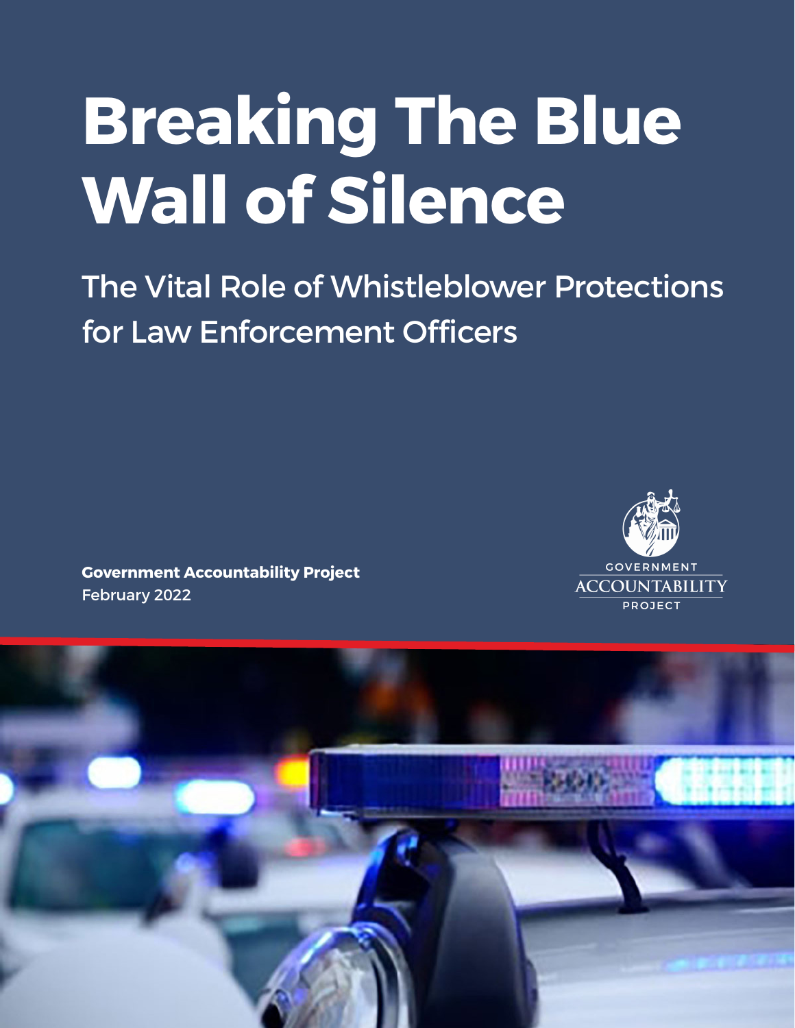# Breaking The Blue Wall of Silence

## The Vital Role of Whistleblower Protections for Law Enforcement Officers

**Government Accountability Project**
February 2022

GOVERNMENT ACCOUNTABILITY PROJECT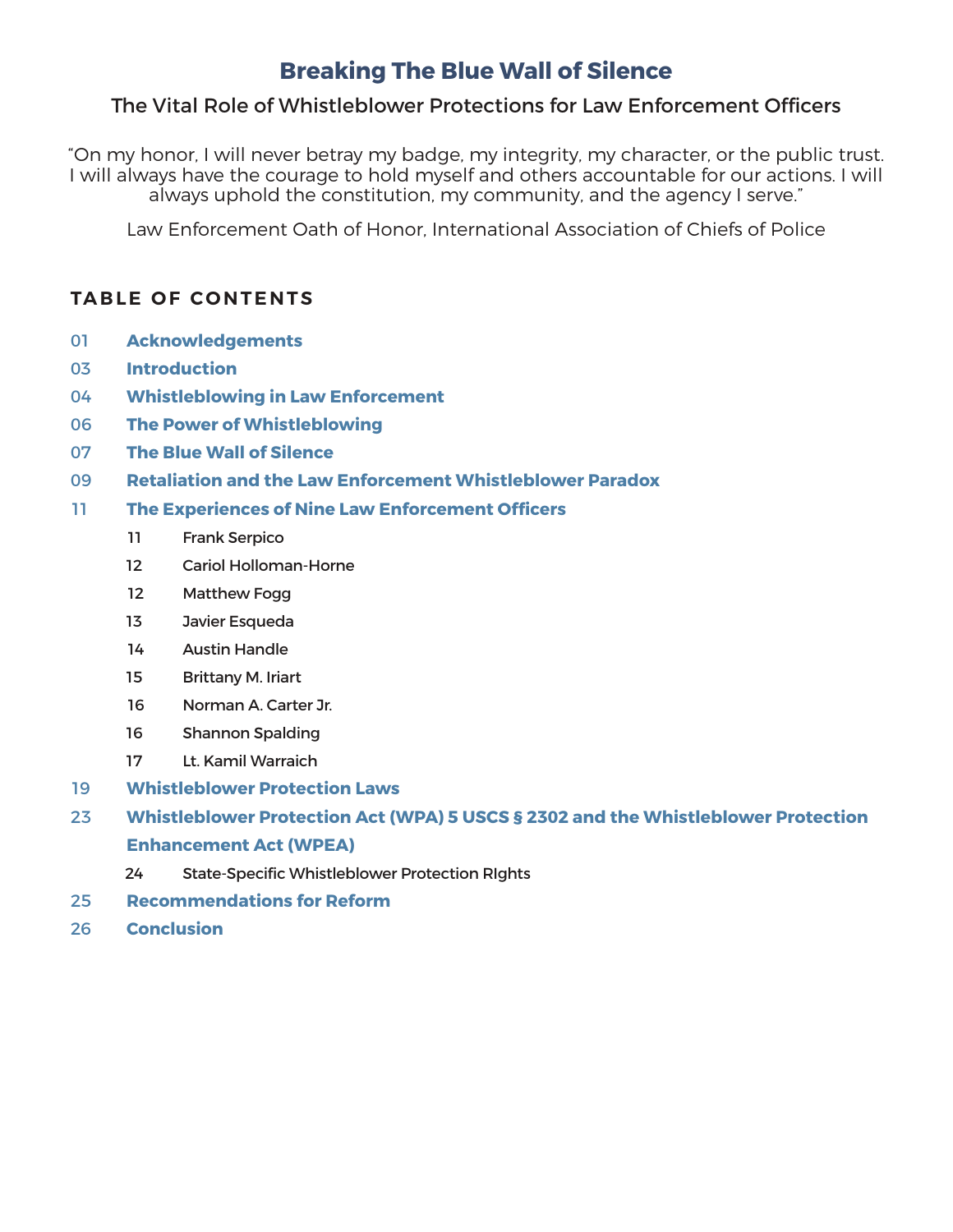# Breaking The Blue Wall of Silence

## The Vital Role of Whistleblower Protections for Law Enforcement Officers

"On my honor, I will never betray my badge, my integrity, my character, or the public trust. I will always have the courage to hold myself and others accountable for our actions. I will always uphold the constitution, my community, and the agency I serve."

Law Enforcement Oath of Honor, International Association of Chiefs of Police

## TABLE OF CONTENTS

01 **Acknowledgements**

03 **Introduction**

04 **Whistleblowing in Law Enforcement**

06 **The Power of Whistleblowing**

07 **The Blue Wall of Silence**

09 **Retaliation and the Law Enforcement Whistleblower Paradox**

11 **The Experiences of Nine Law Enforcement Officers**

- 11 Frank Serpico
- 12 Cariol Holloman-Horne
- 12 Matthew Fogg
- 13 Javier Esqueda
- 14 Austin Handle
- 15 Brittany M. Iriart
- 16 Norman A. Carter Jr.
- 16 Shannon Spalding
- 17 Lt. Kamil Warraich

19 **Whistleblower Protection Laws**

23 **Whistleblower Protection Act (WPA) 5 USCS § 2302 and the Whistleblower Protection Enhancement Act (WPEA)**

- 24 State-Specific Whistleblower Protection RIghts

25 **Recommendations for Reform**

26 **Conclusion**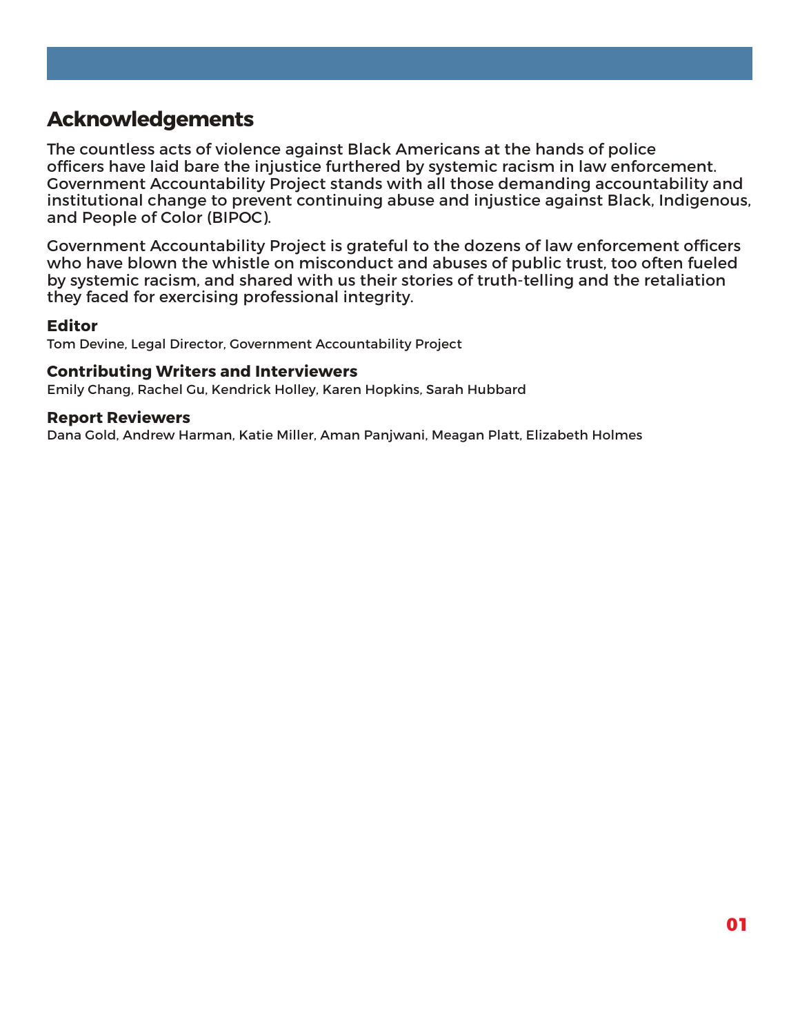## Acknowledgements

The countless acts of violence against Black Americans at the hands of police officers have laid bare the injustice furthered by systemic racism in law enforcement. Government Accountability Project stands with all those demanding accountability and institutional change to prevent continuing abuse and injustice against Black, Indigenous, and People of Color (BIPOC).

Government Accountability Project is grateful to the dozens of law enforcement officers who have blown the whistle on misconduct and abuses of public trust, too often fueled by systemic racism, and shared with us their stories of truth-telling and the retaliation they faced for exercising professional integrity.

### Editor

Tom Devine, Legal Director, Government Accountability Project

### Contributing Writers and Interviewers

Emily Chang, Rachel Gu, Kendrick Holley, Karen Hopkins, Sarah Hubbard

### Report Reviewers

Dana Gold, Andrew Harman, Katie Miller, Aman Panjwani, Meagan Platt, Elizabeth Holmes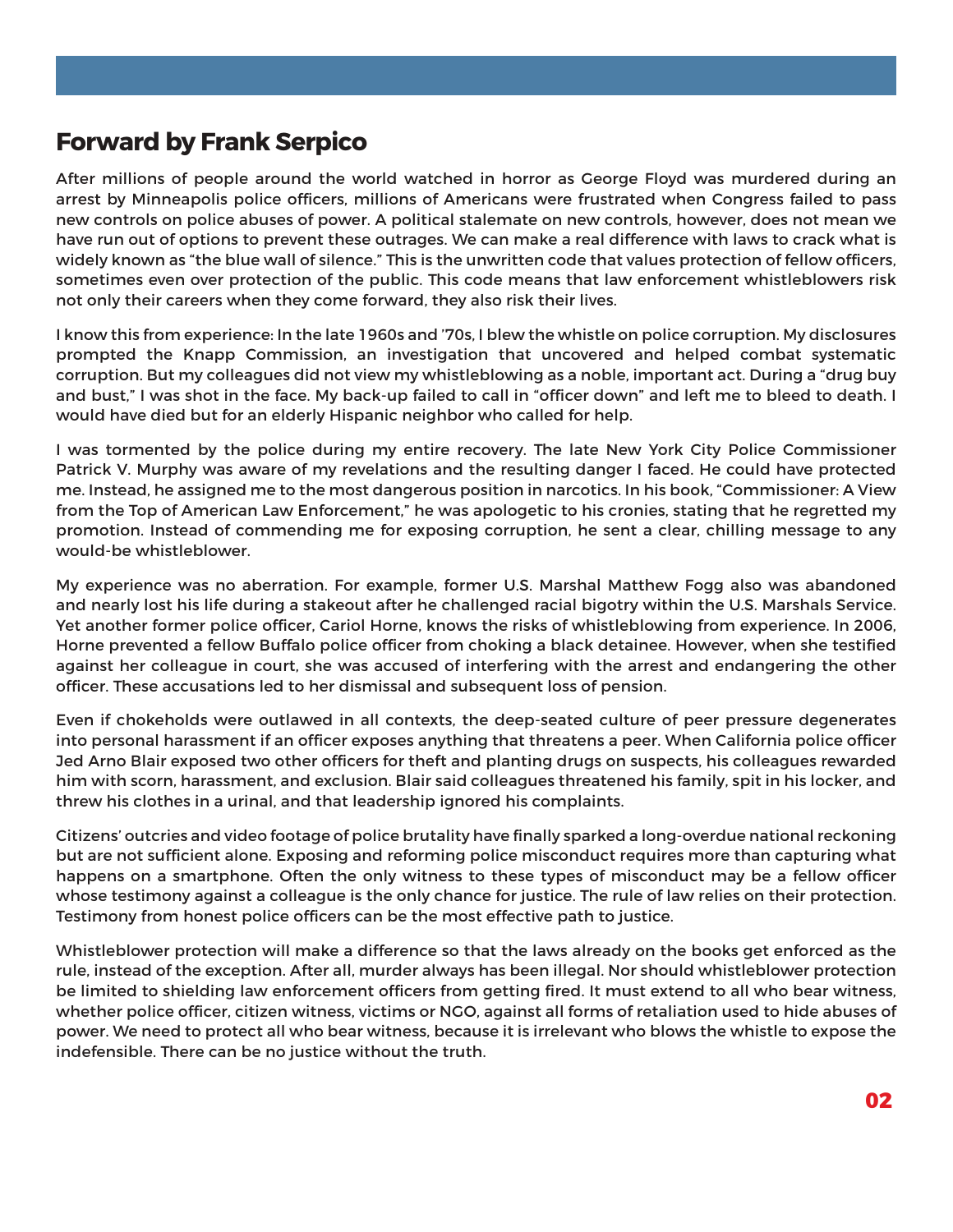## Forward by Frank Serpico

After millions of people around the world watched in horror as George Floyd was murdered during an arrest by Minneapolis police officers, millions of Americans were frustrated when Congress failed to pass new controls on police abuses of power. A political stalemate on new controls, however, does not mean we have run out of options to prevent these outrages. We can make a real difference with laws to crack what is widely known as "the blue wall of silence." This is the unwritten code that values protection of fellow officers, sometimes even over protection of the public. This code means that law enforcement whistleblowers risk not only their careers when they come forward, they also risk their lives.

I know this from experience: In the late 1960s and '70s, I blew the whistle on police corruption. My disclosures prompted the Knapp Commission, an investigation that uncovered and helped combat systematic corruption. But my colleagues did not view my whistleblowing as a noble, important act. During a "drug buy and bust," I was shot in the face. My back-up failed to call in "officer down" and left me to bleed to death. I would have died but for an elderly Hispanic neighbor who called for help.

I was tormented by the police during my entire recovery. The late New York City Police Commissioner Patrick V. Murphy was aware of my revelations and the resulting danger I faced. He could have protected me. Instead, he assigned me to the most dangerous position in narcotics. In his book, "Commissioner: A View from the Top of American Law Enforcement," he was apologetic to his cronies, stating that he regretted my promotion. Instead of commending me for exposing corruption, he sent a clear, chilling message to any would-be whistleblower.

My experience was no aberration. For example, former U.S. Marshal Matthew Fogg also was abandoned and nearly lost his life during a stakeout after he challenged racial bigotry within the U.S. Marshals Service. Yet another former police officer, Cariol Horne, knows the risks of whistleblowing from experience. In 2006, Horne prevented a fellow Buffalo police officer from choking a black detainee. However, when she testified against her colleague in court, she was accused of interfering with the arrest and endangering the other officer. These accusations led to her dismissal and subsequent loss of pension.

Even if chokeholds were outlawed in all contexts, the deep-seated culture of peer pressure degenerates into personal harassment if an officer exposes anything that threatens a peer. When California police officer Jed Arno Blair exposed two other officers for theft and planting drugs on suspects, his colleagues rewarded him with scorn, harassment, and exclusion. Blair said colleagues threatened his family, spit in his locker, and threw his clothes in a urinal, and that leadership ignored his complaints.

Citizens' outcries and video footage of police brutality have finally sparked a long-overdue national reckoning but are not sufficient alone. Exposing and reforming police misconduct requires more than capturing what happens on a smartphone. Often the only witness to these types of misconduct may be a fellow officer whose testimony against a colleague is the only chance for justice. The rule of law relies on their protection. Testimony from honest police officers can be the most effective path to justice.

Whistleblower protection will make a difference so that the laws already on the books get enforced as the rule, instead of the exception. After all, murder always has been illegal. Nor should whistleblower protection be limited to shielding law enforcement officers from getting fired. It must extend to all who bear witness, whether police officer, citizen witness, victims or NGO, against all forms of retaliation used to hide abuses of power. We need to protect all who bear witness, because it is irrelevant who blows the whistle to expose the indefensible. There can be no justice without the truth.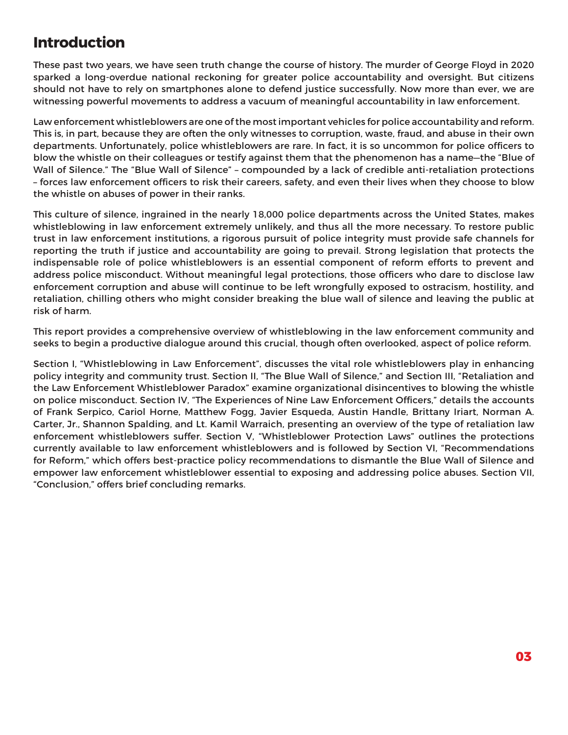# Introduction

These past two years, we have seen truth change the course of history. The murder of George Floyd in 2020 sparked a long-overdue national reckoning for greater police accountability and oversight. But citizens should not have to rely on smartphones alone to defend justice successfully. Now more than ever, we are witnessing powerful movements to address a vacuum of meaningful accountability in law enforcement.

Law enforcement whistleblowers are one of the most important vehicles for police accountability and reform. This is, in part, because they are often the only witnesses to corruption, waste, fraud, and abuse in their own departments. Unfortunately, police whistleblowers are rare. In fact, it is so uncommon for police officers to blow the whistle on their colleagues or testify against them that the phenomenon has a name—the "Blue of Wall of Silence." The "Blue Wall of Silence" – compounded by a lack of credible anti-retaliation protections – forces law enforcement officers to risk their careers, safety, and even their lives when they choose to blow the whistle on abuses of power in their ranks.

This culture of silence, ingrained in the nearly 18,000 police departments across the United States, makes whistleblowing in law enforcement extremely unlikely, and thus all the more necessary. To restore public trust in law enforcement institutions, a rigorous pursuit of police integrity must provide safe channels for reporting the truth if justice and accountability are going to prevail. Strong legislation that protects the indispensable role of police whistleblowers is an essential component of reform efforts to prevent and address police misconduct. Without meaningful legal protections, those officers who dare to disclose law enforcement corruption and abuse will continue to be left wrongfully exposed to ostracism, hostility, and retaliation, chilling others who might consider breaking the blue wall of silence and leaving the public at risk of harm.

This report provides a comprehensive overview of whistleblowing in the law enforcement community and seeks to begin a productive dialogue around this crucial, though often overlooked, aspect of police reform.

Section I, "Whistleblowing in Law Enforcement", discusses the vital role whistleblowers play in enhancing policy integrity and community trust. Section II, "The Blue Wall of Silence," and Section III, "Retaliation and the Law Enforcement Whistleblower Paradox" examine organizational disincentives to blowing the whistle on police misconduct. Section IV, "The Experiences of Nine Law Enforcement Officers," details the accounts of Frank Serpico, Cariol Horne, Matthew Fogg, Javier Esqueda, Austin Handle, Brittany Iriart, Norman A. Carter, Jr., Shannon Spalding, and Lt. Kamil Warraich, presenting an overview of the type of retaliation law enforcement whistleblowers suffer. Section V, "Whistleblower Protection Laws" outlines the protections currently available to law enforcement whistleblowers and is followed by Section VI, "Recommendations for Reform," which offers best-practice policy recommendations to dismantle the Blue Wall of Silence and empower law enforcement whistleblower essential to exposing and addressing police abuses. Section VII, "Conclusion," offers brief concluding remarks.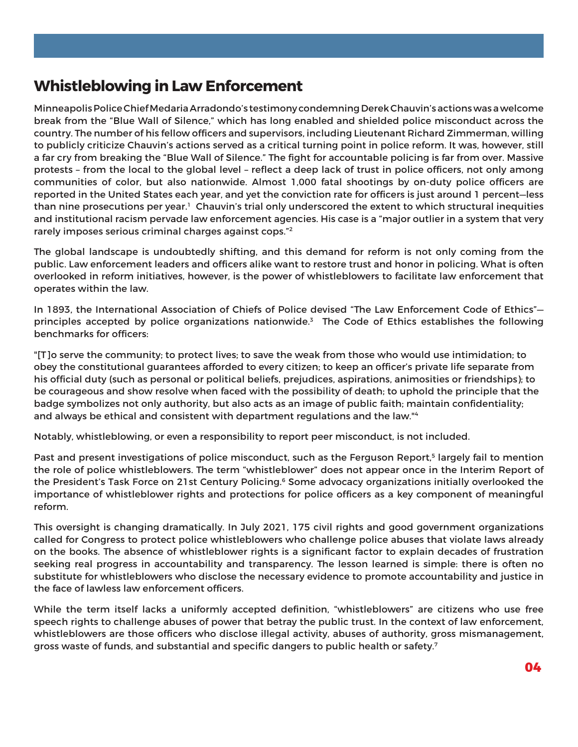## Whistleblowing in Law Enforcement

Minneapolis Police Chief Medaria Arradondo's testimony condemning Derek Chauvin's actions was a welcome break from the "Blue Wall of Silence," which has long enabled and shielded police misconduct across the country. The number of his fellow officers and supervisors, including Lieutenant Richard Zimmerman, willing to publicly criticize Chauvin's actions served as a critical turning point in police reform. It was, however, still a far cry from breaking the "Blue Wall of Silence." The fight for accountable policing is far from over. Massive protests – from the local to the global level – reflect a deep lack of trust in police officers, not only among communities of color, but also nationwide. Almost 1,000 fatal shootings by on-duty police officers are reported in the United States each year, and yet the conviction rate for officers is just around 1 percent—less than nine prosecutions per year.[1] Chauvin's trial only underscored the extent to which structural inequities and institutional racism pervade law enforcement agencies. His case is a "major outlier in a system that very rarely imposes serious criminal charges against cops."[2]

The global landscape is undoubtedly shifting, and this demand for reform is not only coming from the public. Law enforcement leaders and officers alike want to restore trust and honor in policing. What is often overlooked in reform initiatives, however, is the power of whistleblowers to facilitate law enforcement that operates within the law.

In 1893, the International Association of Chiefs of Police devised "The Law Enforcement Code of Ethics"—principles accepted by police organizations nationwide.[3] The Code of Ethics establishes the following benchmarks for officers:

"[T]o serve the community; to protect lives; to save the weak from those who would use intimidation; to obey the constitutional guarantees afforded to every citizen; to keep an officer's private life separate from his official duty (such as personal or political beliefs, prejudices, aspirations, animosities or friendships); to be courageous and show resolve when faced with the possibility of death; to uphold the principle that the badge symbolizes not only authority, but also acts as an image of public faith; maintain confidentiality; and always be ethical and consistent with department regulations and the law."[4]

Notably, whistleblowing, or even a responsibility to report peer misconduct, is not included.

Past and present investigations of police misconduct, such as the Ferguson Report,[5] largely fail to mention the role of police whistleblowers. The term "whistleblower" does not appear once in the Interim Report of the President's Task Force on 21st Century Policing.[6] Some advocacy organizations initially overlooked the importance of whistleblower rights and protections for police officers as a key component of meaningful reform.

This oversight is changing dramatically. In July 2021, 175 civil rights and good government organizations called for Congress to protect police whistleblowers who challenge police abuses that violate laws already on the books. The absence of whistleblower rights is a significant factor to explain decades of frustration seeking real progress in accountability and transparency. The lesson learned is simple: there is often no substitute for whistleblowers who disclose the necessary evidence to promote accountability and justice in the face of lawless law enforcement officers.

While the term itself lacks a uniformly accepted definition, "whistleblowers" are citizens who use free speech rights to challenge abuses of power that betray the public trust. In the context of law enforcement, whistleblowers are those officers who disclose illegal activity, abuses of authority, gross mismanagement, gross waste of funds, and substantial and specific dangers to public health or safety.[7]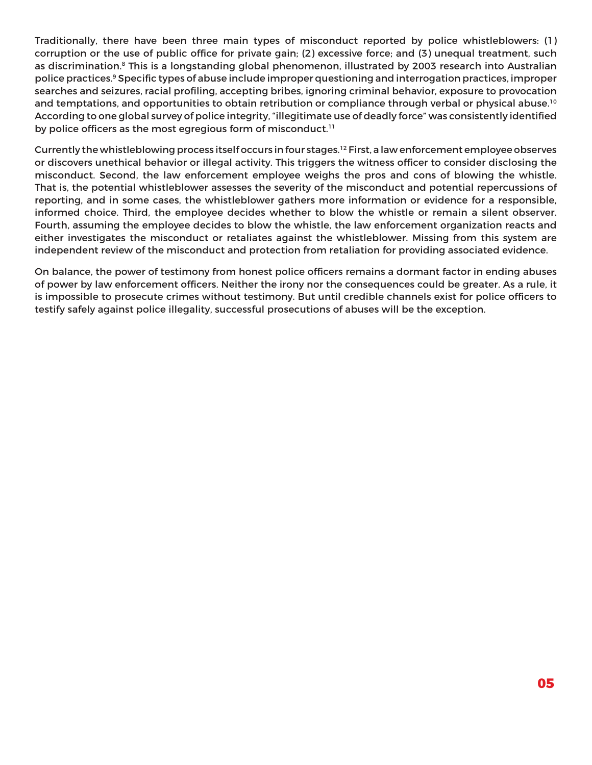Traditionally, there have been three main types of misconduct reported by police whistleblowers: (1) corruption or the use of public office for private gain; (2) excessive force; and (3) unequal treatment, such as discrimination.[8] This is a longstanding global phenomenon, illustrated by 2003 research into Australian police practices.[9] Specific types of abuse include improper questioning and interrogation practices, improper searches and seizures, racial profiling, accepting bribes, ignoring criminal behavior, exposure to provocation and temptations, and opportunities to obtain retribution or compliance through verbal or physical abuse.[10] According to one global survey of police integrity, "illegitimate use of deadly force" was consistently identified by police officers as the most egregious form of misconduct.[11]

Currently the whistleblowing process itself occurs in four stages.[12] First, a law enforcement employee observes or discovers unethical behavior or illegal activity. This triggers the witness officer to consider disclosing the misconduct. Second, the law enforcement employee weighs the pros and cons of blowing the whistle. That is, the potential whistleblower assesses the severity of the misconduct and potential repercussions of reporting, and in some cases, the whistleblower gathers more information or evidence for a responsible, informed choice. Third, the employee decides whether to blow the whistle or remain a silent observer. Fourth, assuming the employee decides to blow the whistle, the law enforcement organization reacts and either investigates the misconduct or retaliates against the whistleblower. Missing from this system are independent review of the misconduct and protection from retaliation for providing associated evidence.

On balance, the power of testimony from honest police officers remains a dormant factor in ending abuses of power by law enforcement officers. Neither the irony nor the consequences could be greater. As a rule, it is impossible to prosecute crimes without testimony. But until credible channels exist for police officers to testify safely against police illegality, successful prosecutions of abuses will be the exception.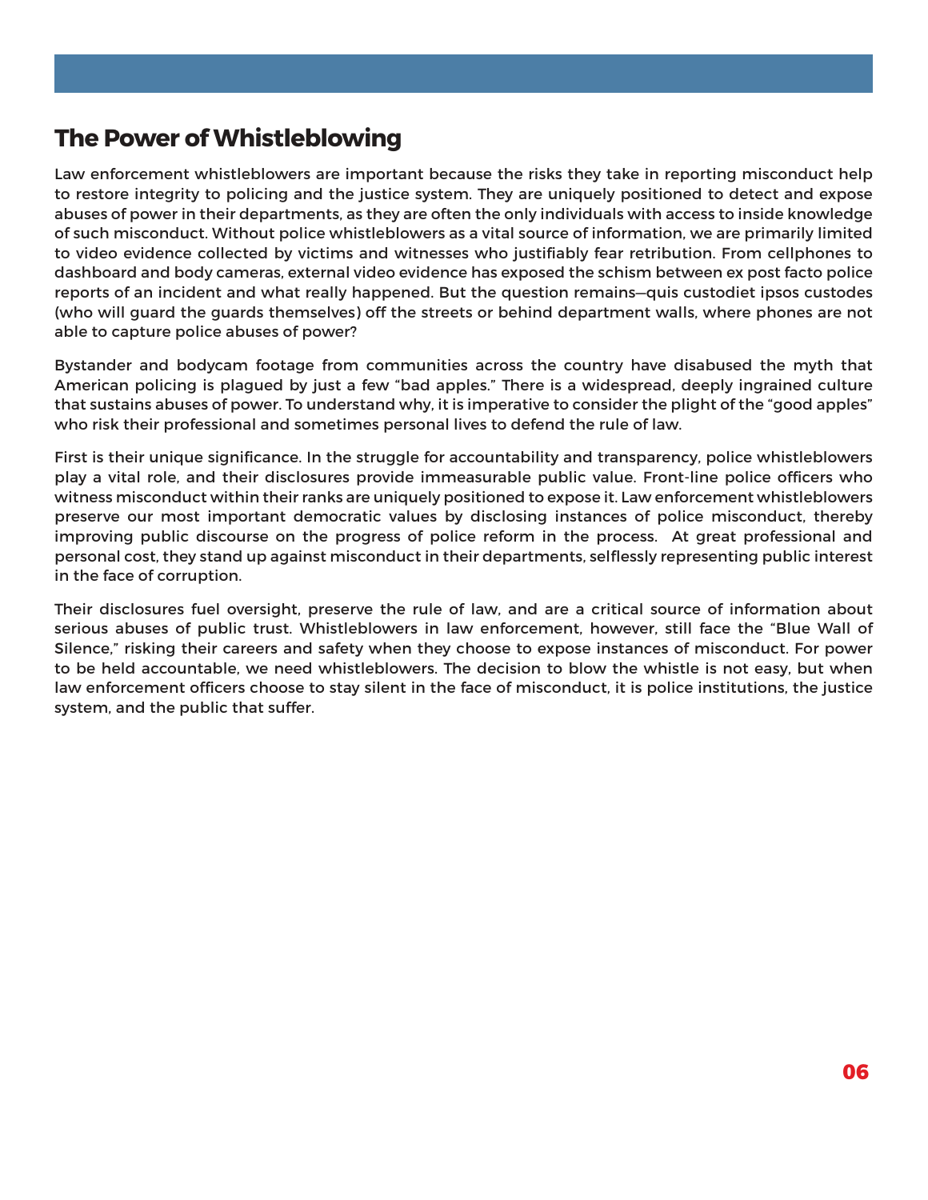## The Power of Whistleblowing

Law enforcement whistleblowers are important because the risks they take in reporting misconduct help to restore integrity to policing and the justice system. They are uniquely positioned to detect and expose abuses of power in their departments, as they are often the only individuals with access to inside knowledge of such misconduct. Without police whistleblowers as a vital source of information, we are primarily limited to video evidence collected by victims and witnesses who justifiably fear retribution. From cellphones to dashboard and body cameras, external video evidence has exposed the schism between ex post facto police reports of an incident and what really happened. But the question remains—quis custodiet ipsos custodes (who will guard the guards themselves) off the streets or behind department walls, where phones are not able to capture police abuses of power?

Bystander and bodycam footage from communities across the country have disabused the myth that American policing is plagued by just a few "bad apples." There is a widespread, deeply ingrained culture that sustains abuses of power. To understand why, it is imperative to consider the plight of the "good apples" who risk their professional and sometimes personal lives to defend the rule of law.

First is their unique significance. In the struggle for accountability and transparency, police whistleblowers play a vital role, and their disclosures provide immeasurable public value. Front-line police officers who witness misconduct within their ranks are uniquely positioned to expose it. Law enforcement whistleblowers preserve our most important democratic values by disclosing instances of police misconduct, thereby improving public discourse on the progress of police reform in the process. At great professional and personal cost, they stand up against misconduct in their departments, selflessly representing public interest in the face of corruption.

Their disclosures fuel oversight, preserve the rule of law, and are a critical source of information about serious abuses of public trust. Whistleblowers in law enforcement, however, still face the "Blue Wall of Silence," risking their careers and safety when they choose to expose instances of misconduct. For power to be held accountable, we need whistleblowers. The decision to blow the whistle is not easy, but when law enforcement officers choose to stay silent in the face of misconduct, it is police institutions, the justice system, and the public that suffer.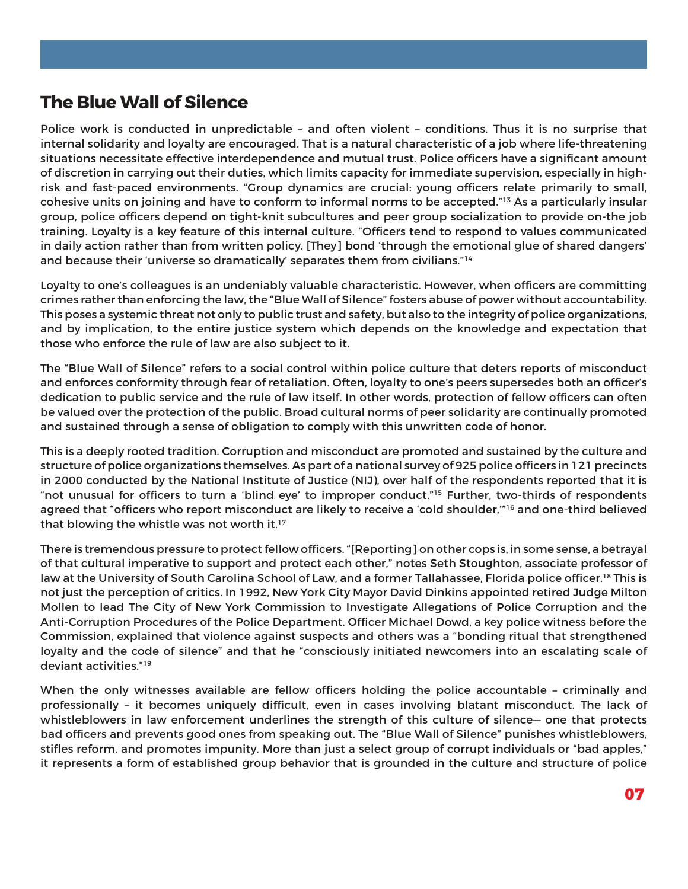## The Blue Wall of Silence

Police work is conducted in unpredictable – and often violent – conditions. Thus it is no surprise that internal solidarity and loyalty are encouraged. That is a natural characteristic of a job where life-threatening situations necessitate effective interdependence and mutual trust. Police officers have a significant amount of discretion in carrying out their duties, which limits capacity for immediate supervision, especially in high-risk and fast-paced environments. "Group dynamics are crucial: young officers relate primarily to small, cohesive units on joining and have to conform to informal norms to be accepted."[13] As a particularly insular group, police officers depend on tight-knit subcultures and peer group socialization to provide on-the job training. Loyalty is a key feature of this internal culture. "Officers tend to respond to values communicated in daily action rather than from written policy. [They] bond 'through the emotional glue of shared dangers' and because their 'universe so dramatically' separates them from civilians."[14]

Loyalty to one's colleagues is an undeniably valuable characteristic. However, when officers are committing crimes rather than enforcing the law, the "Blue Wall of Silence" fosters abuse of power without accountability. This poses a systemic threat not only to public trust and safety, but also to the integrity of police organizations, and by implication, to the entire justice system which depends on the knowledge and expectation that those who enforce the rule of law are also subject to it.

The "Blue Wall of Silence" refers to a social control within police culture that deters reports of misconduct and enforces conformity through fear of retaliation. Often, loyalty to one's peers supersedes both an officer's dedication to public service and the rule of law itself. In other words, protection of fellow officers can often be valued over the protection of the public. Broad cultural norms of peer solidarity are continually promoted and sustained through a sense of obligation to comply with this unwritten code of honor.

This is a deeply rooted tradition. Corruption and misconduct are promoted and sustained by the culture and structure of police organizations themselves. As part of a national survey of 925 police officers in 121 precincts in 2000 conducted by the National Institute of Justice (NIJ), over half of the respondents reported that it is "not unusual for officers to turn a 'blind eye' to improper conduct."[15] Further, two-thirds of respondents agreed that "officers who report misconduct are likely to receive a 'cold shoulder,'"[16] and one-third believed that blowing the whistle was not worth it.[17]

There is tremendous pressure to protect fellow officers. "[Reporting] on other cops is, in some sense, a betrayal of that cultural imperative to support and protect each other," notes Seth Stoughton, associate professor of law at the University of South Carolina School of Law, and a former Tallahassee, Florida police officer.[18] This is not just the perception of critics. In 1992, New York City Mayor David Dinkins appointed retired Judge Milton Mollen to lead The City of New York Commission to Investigate Allegations of Police Corruption and the Anti-Corruption Procedures of the Police Department. Officer Michael Dowd, a key police witness before the Commission, explained that violence against suspects and others was a "bonding ritual that strengthened loyalty and the code of silence" and that he "consciously initiated newcomers into an escalating scale of deviant activities."[19]

When the only witnesses available are fellow officers holding the police accountable – criminally and professionally – it becomes uniquely difficult, even in cases involving blatant misconduct. The lack of whistleblowers in law enforcement underlines the strength of this culture of silence— one that protects bad officers and prevents good ones from speaking out. The "Blue Wall of Silence" punishes whistleblowers, stifles reform, and promotes impunity. More than just a select group of corrupt individuals or "bad apples," it represents a form of established group behavior that is grounded in the culture and structure of police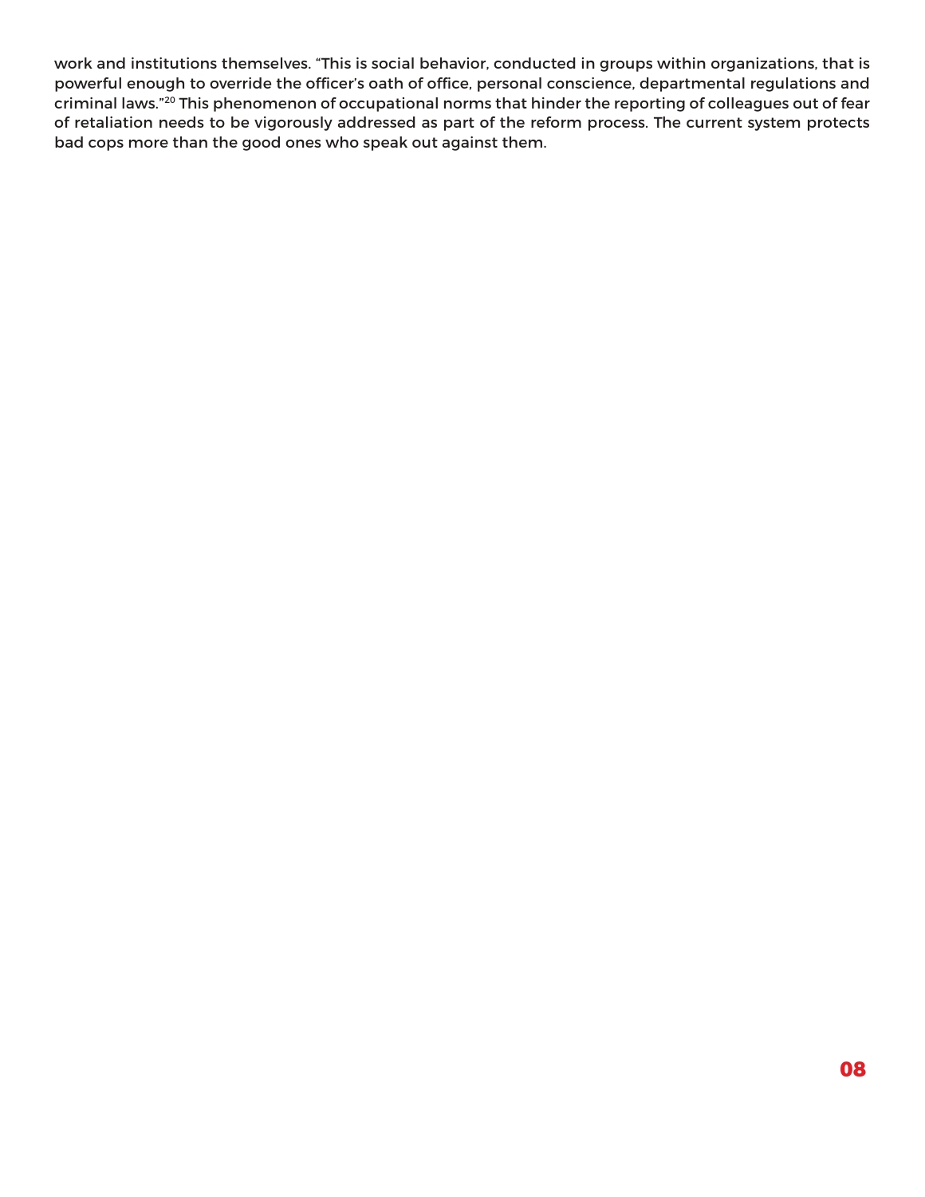work and institutions themselves. “This is social behavior, conducted in groups within organizations, that is powerful enough to override the officer’s oath of office, personal conscience, departmental regulations and criminal laws.”[20] This phenomenon of occupational norms that hinder the reporting of colleagues out of fear of retaliation needs to be vigorously addressed as part of the reform process. The current system protects bad cops more than the good ones who speak out against them.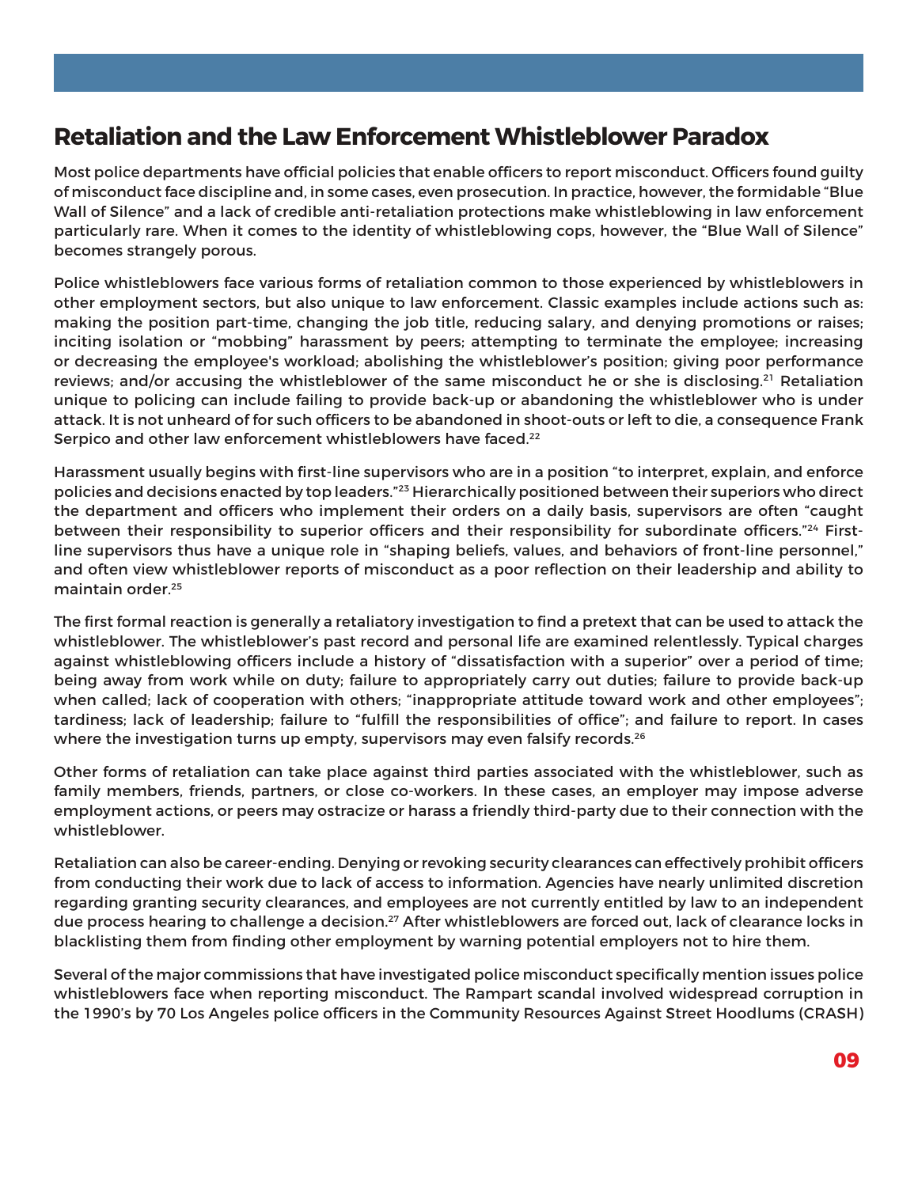## Retaliation and the Law Enforcement Whistleblower Paradox

Most police departments have official policies that enable officers to report misconduct. Officers found guilty of misconduct face discipline and, in some cases, even prosecution. In practice, however, the formidable "Blue Wall of Silence" and a lack of credible anti-retaliation protections make whistleblowing in law enforcement particularly rare. When it comes to the identity of whistleblowing cops, however, the "Blue Wall of Silence" becomes strangely porous.

Police whistleblowers face various forms of retaliation common to those experienced by whistleblowers in other employment sectors, but also unique to law enforcement. Classic examples include actions such as: making the position part-time, changing the job title, reducing salary, and denying promotions or raises; inciting isolation or "mobbing" harassment by peers; attempting to terminate the employee; increasing or decreasing the employee's workload; abolishing the whistleblower's position; giving poor performance reviews; and/or accusing the whistleblower of the same misconduct he or she is disclosing.[21] Retaliation unique to policing can include failing to provide back-up or abandoning the whistleblower who is under attack. It is not unheard of for such officers to be abandoned in shoot-outs or left to die, a consequence Frank Serpico and other law enforcement whistleblowers have faced.[22]

Harassment usually begins with first-line supervisors who are in a position "to interpret, explain, and enforce policies and decisions enacted by top leaders."[23] Hierarchically positioned between their superiors who direct the department and officers who implement their orders on a daily basis, supervisors are often "caught between their responsibility to superior officers and their responsibility for subordinate officers."[24] First-line supervisors thus have a unique role in "shaping beliefs, values, and behaviors of front-line personnel," and often view whistleblower reports of misconduct as a poor reflection on their leadership and ability to maintain order.[25]

The first formal reaction is generally a retaliatory investigation to find a pretext that can be used to attack the whistleblower. The whistleblower's past record and personal life are examined relentlessly. Typical charges against whistleblowing officers include a history of "dissatisfaction with a superior" over a period of time; being away from work while on duty; failure to appropriately carry out duties; failure to provide back-up when called; lack of cooperation with others; "inappropriate attitude toward work and other employees"; tardiness; lack of leadership; failure to "fulfill the responsibilities of office"; and failure to report. In cases where the investigation turns up empty, supervisors may even falsify records.[26]

Other forms of retaliation can take place against third parties associated with the whistleblower, such as family members, friends, partners, or close co-workers. In these cases, an employer may impose adverse employment actions, or peers may ostracize or harass a friendly third-party due to their connection with the whistleblower.

Retaliation can also be career-ending. Denying or revoking security clearances can effectively prohibit officers from conducting their work due to lack of access to information. Agencies have nearly unlimited discretion regarding granting security clearances, and employees are not currently entitled by law to an independent due process hearing to challenge a decision.[27] After whistleblowers are forced out, lack of clearance locks in blacklisting them from finding other employment by warning potential employers not to hire them.

Several of the major commissions that have investigated police misconduct specifically mention issues police whistleblowers face when reporting misconduct. The Rampart scandal involved widespread corruption in the 1990's by 70 Los Angeles police officers in the Community Resources Against Street Hoodlums (CRASH)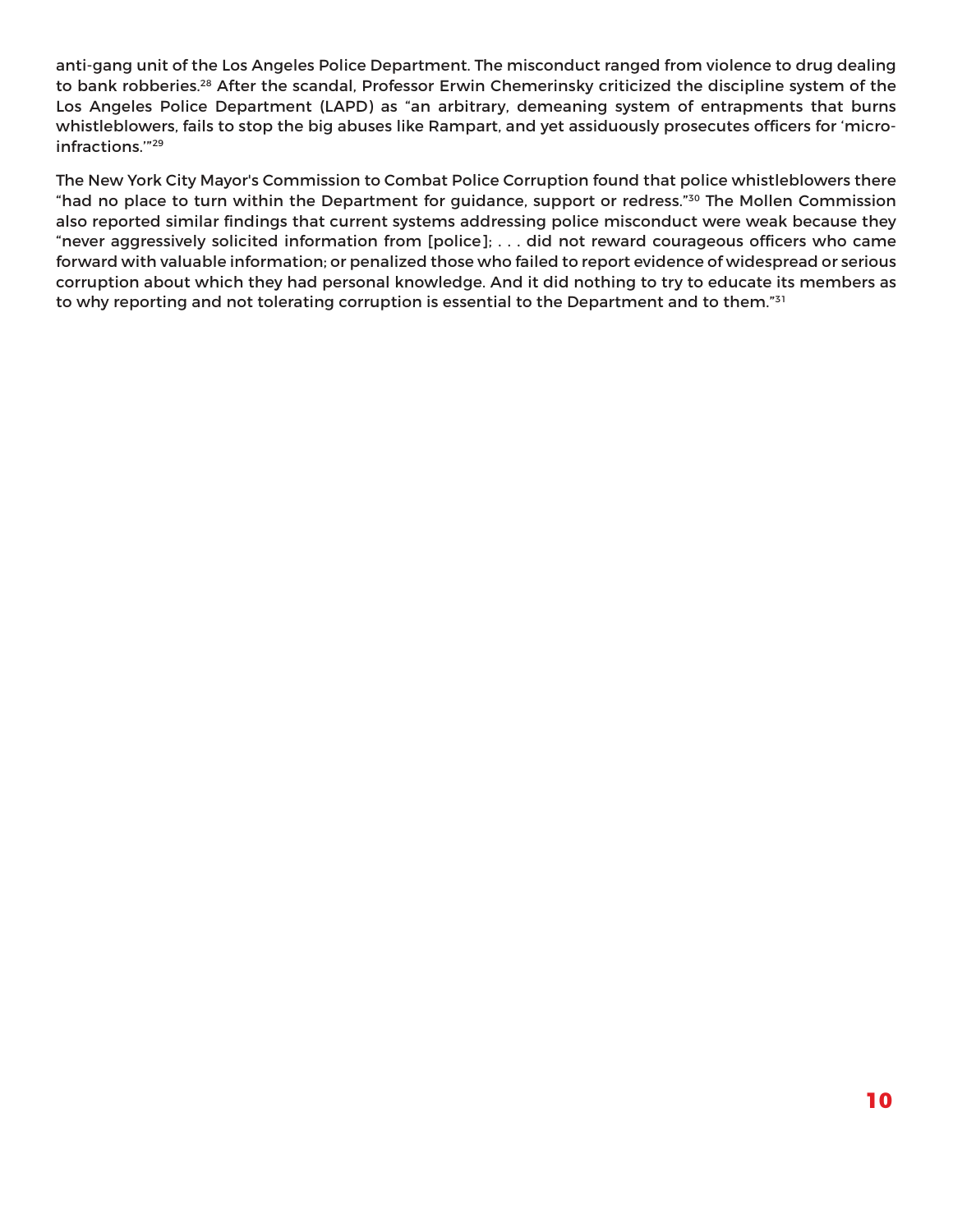anti-gang unit of the Los Angeles Police Department. The misconduct ranged from violence to drug dealing to bank robberies.[28] After the scandal, Professor Erwin Chemerinsky criticized the discipline system of the Los Angeles Police Department (LAPD) as "an arbitrary, demeaning system of entrapments that burns whistleblowers, fails to stop the big abuses like Rampart, and yet assiduously prosecutes officers for 'micro-infractions.'"[29]

The New York City Mayor's Commission to Combat Police Corruption found that police whistleblowers there "had no place to turn within the Department for guidance, support or redress."[30] The Mollen Commission also reported similar findings that current systems addressing police misconduct were weak because they "never aggressively solicited information from [police]; . . . did not reward courageous officers who came forward with valuable information; or penalized those who failed to report evidence of widespread or serious corruption about which they had personal knowledge. And it did nothing to try to educate its members as to why reporting and not tolerating corruption is essential to the Department and to them."[31]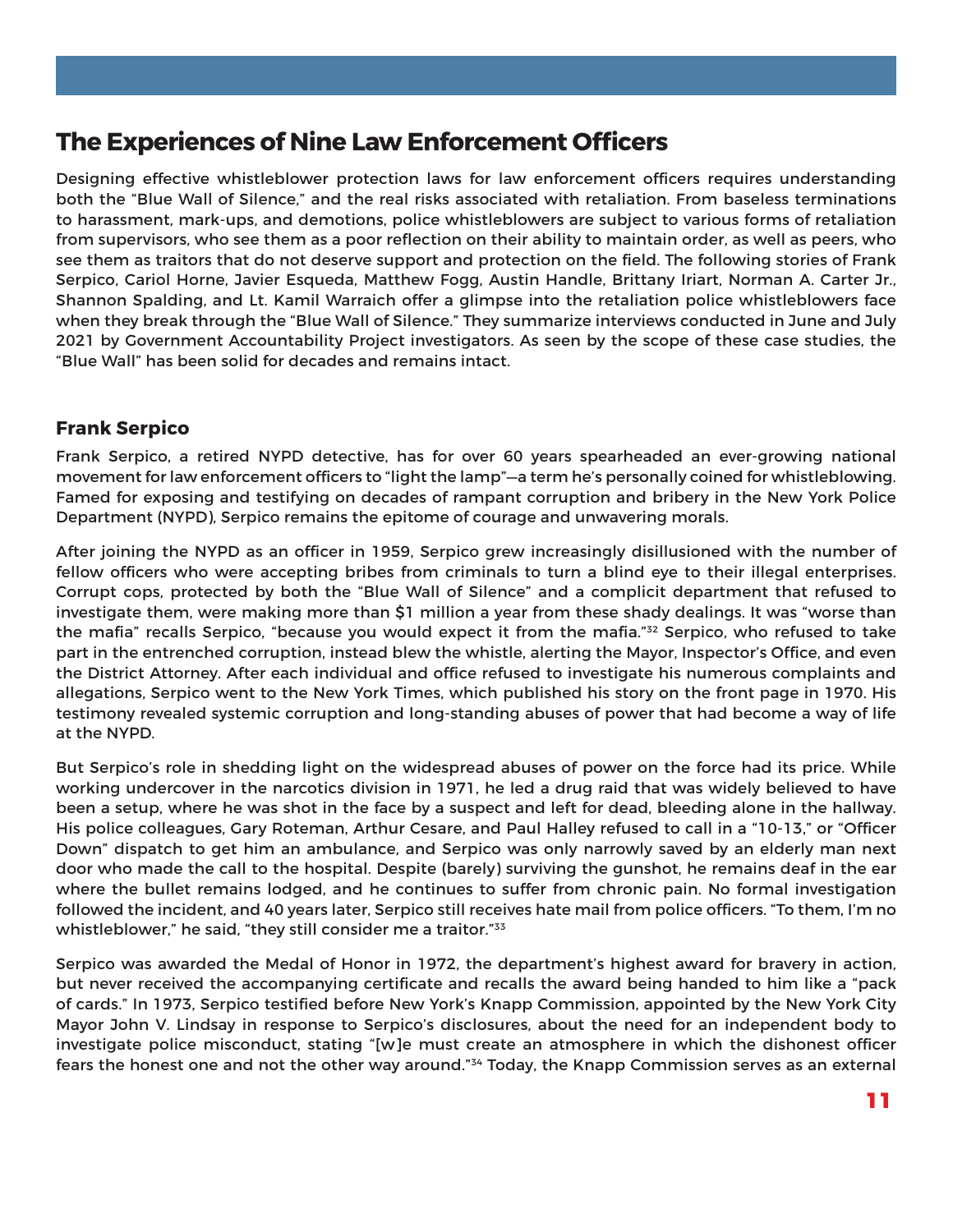## The Experiences of Nine Law Enforcement Officers

Designing effective whistleblower protection laws for law enforcement officers requires understanding both the "Blue Wall of Silence," and the real risks associated with retaliation. From baseless terminations to harassment, mark-ups, and demotions, police whistleblowers are subject to various forms of retaliation from supervisors, who see them as a poor reflection on their ability to maintain order, as well as peers, who see them as traitors that do not deserve support and protection on the field. The following stories of Frank Serpico, Cariol Horne, Javier Esqueda, Matthew Fogg, Austin Handle, Brittany Iriart, Norman A. Carter Jr., Shannon Spalding, and Lt. Kamil Warraich offer a glimpse into the retaliation police whistleblowers face when they break through the "Blue Wall of Silence." They summarize interviews conducted in June and July 2021 by Government Accountability Project investigators. As seen by the scope of these case studies, the "Blue Wall" has been solid for decades and remains intact.

### Frank Serpico

Frank Serpico, a retired NYPD detective, has for over 60 years spearheaded an ever-growing national movement for law enforcement officers to "light the lamp"—a term he's personally coined for whistleblowing. Famed for exposing and testifying on decades of rampant corruption and bribery in the New York Police Department (NYPD), Serpico remains the epitome of courage and unwavering morals.

After joining the NYPD as an officer in 1959, Serpico grew increasingly disillusioned with the number of fellow officers who were accepting bribes from criminals to turn a blind eye to their illegal enterprises. Corrupt cops, protected by both the "Blue Wall of Silence" and a complicit department that refused to investigate them, were making more than $1 million a year from these shady dealings. It was "worse than the mafia" recalls Serpico, "because you would expect it from the mafia."[32] Serpico, who refused to take part in the entrenched corruption, instead blew the whistle, alerting the Mayor, Inspector's Office, and even the District Attorney. After each individual and office refused to investigate his numerous complaints and allegations, Serpico went to the New York Times, which published his story on the front page in 1970. His testimony revealed systemic corruption and long-standing abuses of power that had become a way of life at the NYPD.

But Serpico's role in shedding light on the widespread abuses of power on the force had its price. While working undercover in the narcotics division in 1971, he led a drug raid that was widely believed to have been a setup, where he was shot in the face by a suspect and left for dead, bleeding alone in the hallway. His police colleagues, Gary Roteman, Arthur Cesare, and Paul Halley refused to call in a "10-13," or "Officer Down" dispatch to get him an ambulance, and Serpico was only narrowly saved by an elderly man next door who made the call to the hospital. Despite (barely) surviving the gunshot, he remains deaf in the ear where the bullet remains lodged, and he continues to suffer from chronic pain. No formal investigation followed the incident, and 40 years later, Serpico still receives hate mail from police officers. "To them, I'm no whistleblower," he said, "they still consider me a traitor."[33]

Serpico was awarded the Medal of Honor in 1972, the department's highest award for bravery in action, but never received the accompanying certificate and recalls the award being handed to him like a "pack of cards." In 1973, Serpico testified before New York's Knapp Commission, appointed by the New York City Mayor John V. Lindsay in response to Serpico's disclosures, about the need for an independent body to investigate police misconduct, stating "[w]e must create an atmosphere in which the dishonest officer fears the honest one and not the other way around."[34] Today, the Knapp Commission serves as an external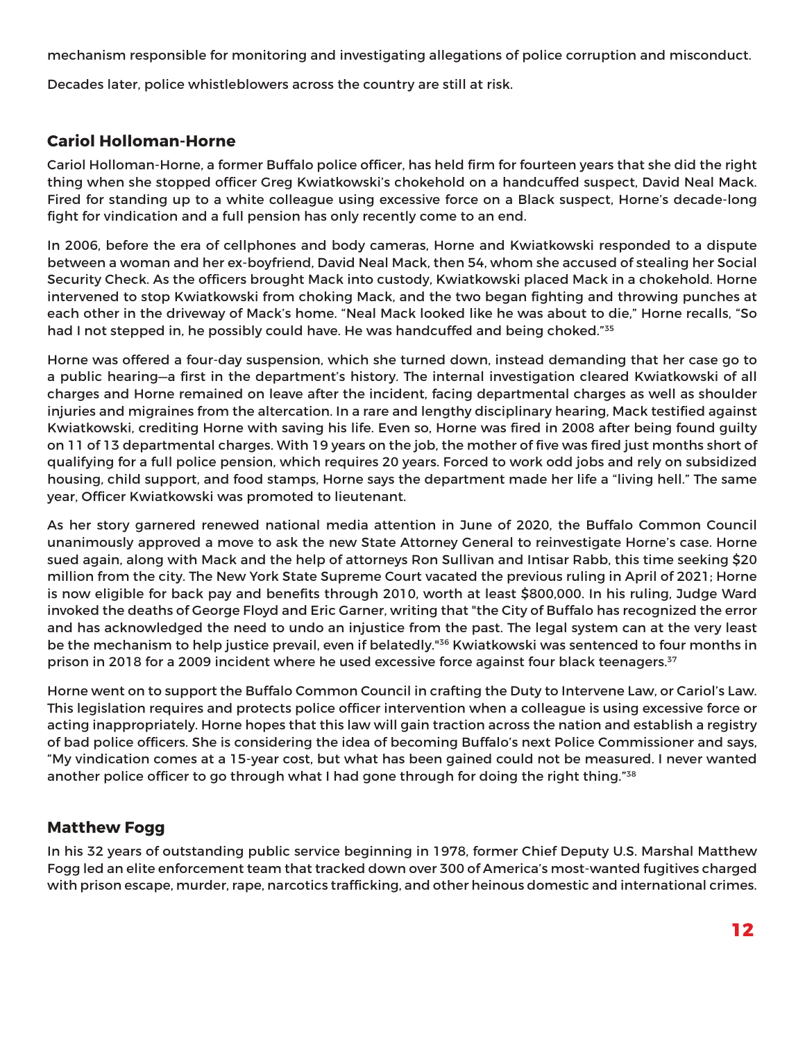mechanism responsible for monitoring and investigating allegations of police corruption and misconduct.

Decades later, police whistleblowers across the country are still at risk.

## Cariol Holloman-Horne

Cariol Holloman-Horne, a former Buffalo police officer, has held firm for fourteen years that she did the right thing when she stopped officer Greg Kwiatkowski's chokehold on a handcuffed suspect, David Neal Mack. Fired for standing up to a white colleague using excessive force on a Black suspect, Horne's decade-long fight for vindication and a full pension has only recently come to an end.

In 2006, before the era of cellphones and body cameras, Horne and Kwiatkowski responded to a dispute between a woman and her ex-boyfriend, David Neal Mack, then 54, whom she accused of stealing her Social Security Check. As the officers brought Mack into custody, Kwiatkowski placed Mack in a chokehold. Horne intervened to stop Kwiatkowski from choking Mack, and the two began fighting and throwing punches at each other in the driveway of Mack's home. "Neal Mack looked like he was about to die," Horne recalls, "So had I not stepped in, he possibly could have. He was handcuffed and being choked."[35]

Horne was offered a four-day suspension, which she turned down, instead demanding that her case go to a public hearing—a first in the department's history. The internal investigation cleared Kwiatkowski of all charges and Horne remained on leave after the incident, facing departmental charges as well as shoulder injuries and migraines from the altercation. In a rare and lengthy disciplinary hearing, Mack testified against Kwiatkowski, crediting Horne with saving his life. Even so, Horne was fired in 2008 after being found guilty on 11 of 13 departmental charges. With 19 years on the job, the mother of five was fired just months short of qualifying for a full police pension, which requires 20 years. Forced to work odd jobs and rely on subsidized housing, child support, and food stamps, Horne says the department made her life a "living hell." The same year, Officer Kwiatkowski was promoted to lieutenant.

As her story garnered renewed national media attention in June of 2020, the Buffalo Common Council unanimously approved a move to ask the new State Attorney General to reinvestigate Horne's case. Horne sued again, along with Mack and the help of attorneys Ron Sullivan and Intisar Rabb, this time seeking $20 million from the city. The New York State Supreme Court vacated the previous ruling in April of 2021; Horne is now eligible for back pay and benefits through 2010, worth at least $800,000. In his ruling, Judge Ward invoked the deaths of George Floyd and Eric Garner, writing that "the City of Buffalo has recognized the error and has acknowledged the need to undo an injustice from the past. The legal system can at the very least be the mechanism to help justice prevail, even if belatedly."[36] Kwiatkowski was sentenced to four months in prison in 2018 for a 2009 incident where he used excessive force against four black teenagers.[37]

Horne went on to support the Buffalo Common Council in crafting the Duty to Intervene Law, or Cariol's Law. This legislation requires and protects police officer intervention when a colleague is using excessive force or acting inappropriately. Horne hopes that this law will gain traction across the nation and establish a registry of bad police officers. She is considering the idea of becoming Buffalo's next Police Commissioner and says, "My vindication comes at a 15-year cost, but what has been gained could not be measured. I never wanted another police officer to go through what I had gone through for doing the right thing."[38]

## Matthew Fogg

In his 32 years of outstanding public service beginning in 1978, former Chief Deputy U.S. Marshal Matthew Fogg led an elite enforcement team that tracked down over 300 of America's most-wanted fugitives charged with prison escape, murder, rape, narcotics trafficking, and other heinous domestic and international crimes.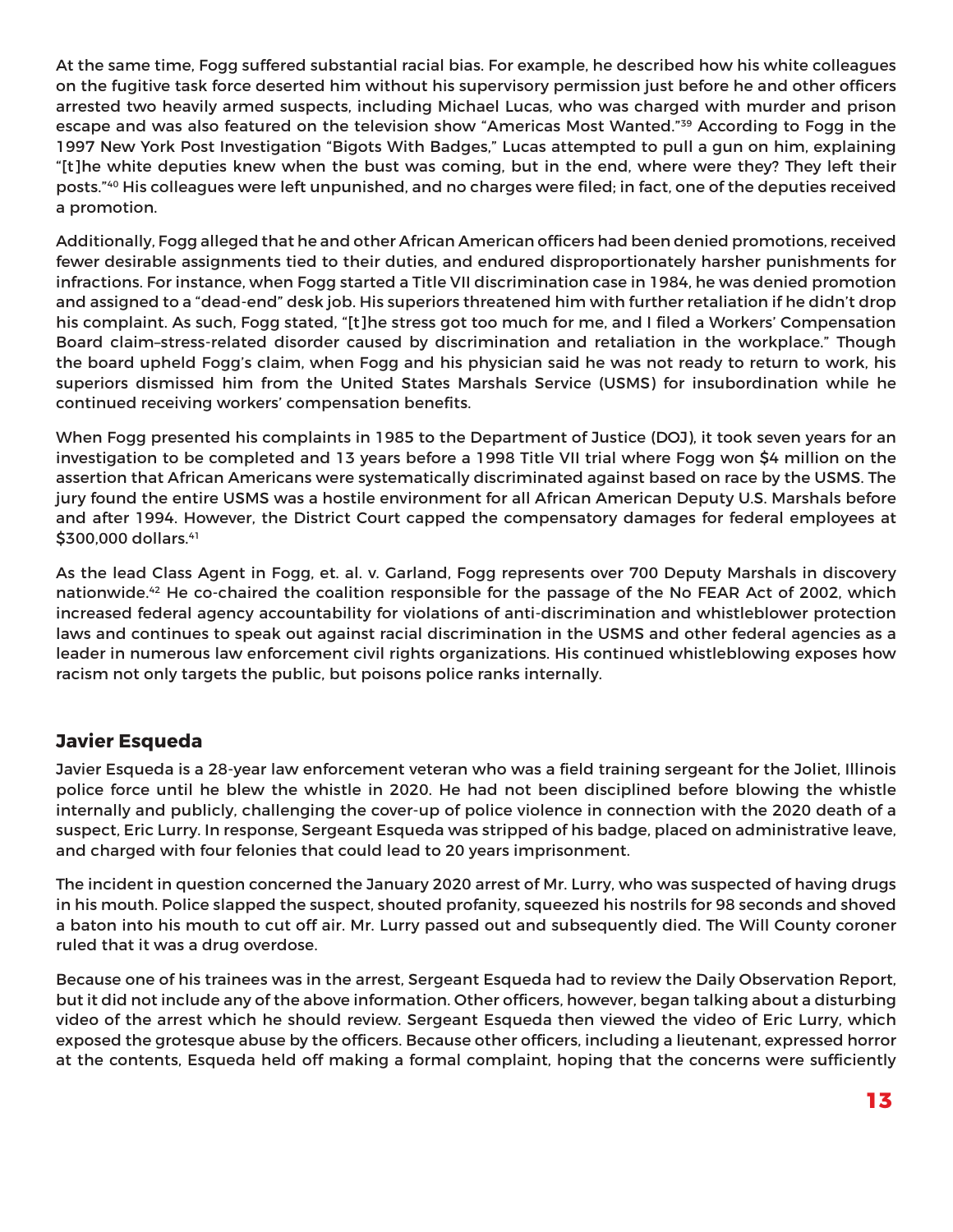At the same time, Fogg suffered substantial racial bias. For example, he described how his white colleagues on the fugitive task force deserted him without his supervisory permission just before he and other officers arrested two heavily armed suspects, including Michael Lucas, who was charged with murder and prison escape and was also featured on the television show "Americas Most Wanted."[39] According to Fogg in the 1997 New York Post Investigation "Bigots With Badges," Lucas attempted to pull a gun on him, explaining "[t]he white deputies knew when the bust was coming, but in the end, where were they? They left their posts."[40] His colleagues were left unpunished, and no charges were filed; in fact, one of the deputies received a promotion.

Additionally, Fogg alleged that he and other African American officers had been denied promotions, received fewer desirable assignments tied to their duties, and endured disproportionately harsher punishments for infractions. For instance, when Fogg started a Title VII discrimination case in 1984, he was denied promotion and assigned to a "dead-end" desk job. His superiors threatened him with further retaliation if he didn't drop his complaint. As such, Fogg stated, "[t]he stress got too much for me, and I filed a Workers' Compensation Board claim–stress-related disorder caused by discrimination and retaliation in the workplace." Though the board upheld Fogg's claim, when Fogg and his physician said he was not ready to return to work, his superiors dismissed him from the United States Marshals Service (USMS) for insubordination while he continued receiving workers' compensation benefits.

When Fogg presented his complaints in 1985 to the Department of Justice (DOJ), it took seven years for an investigation to be completed and 13 years before a 1998 Title VII trial where Fogg won $4 million on the assertion that African Americans were systematically discriminated against based on race by the USMS. The jury found the entire USMS was a hostile environment for all African American Deputy U.S. Marshals before and after 1994. However, the District Court capped the compensatory damages for federal employees at $300,000 dollars.[41]

As the lead Class Agent in Fogg, et. al. v. Garland, Fogg represents over 700 Deputy Marshals in discovery nationwide.[42] He co-chaired the coalition responsible for the passage of the No FEAR Act of 2002, which increased federal agency accountability for violations of anti-discrimination and whistleblower protection laws and continues to speak out against racial discrimination in the USMS and other federal agencies as a leader in numerous law enforcement civil rights organizations. His continued whistleblowing exposes how racism not only targets the public, but poisons police ranks internally.

## Javier Esqueda

Javier Esqueda is a 28-year law enforcement veteran who was a field training sergeant for the Joliet, Illinois police force until he blew the whistle in 2020. He had not been disciplined before blowing the whistle internally and publicly, challenging the cover-up of police violence in connection with the 2020 death of a suspect, Eric Lurry. In response, Sergeant Esqueda was stripped of his badge, placed on administrative leave, and charged with four felonies that could lead to 20 years imprisonment.

The incident in question concerned the January 2020 arrest of Mr. Lurry, who was suspected of having drugs in his mouth. Police slapped the suspect, shouted profanity, squeezed his nostrils for 98 seconds and shoved a baton into his mouth to cut off air. Mr. Lurry passed out and subsequently died. The Will County coroner ruled that it was a drug overdose.

Because one of his trainees was in the arrest, Sergeant Esqueda had to review the Daily Observation Report, but it did not include any of the above information. Other officers, however, began talking about a disturbing video of the arrest which he should review. Sergeant Esqueda then viewed the video of Eric Lurry, which exposed the grotesque abuse by the officers. Because other officers, including a lieutenant, expressed horror at the contents, Esqueda held off making a formal complaint, hoping that the concerns were sufficiently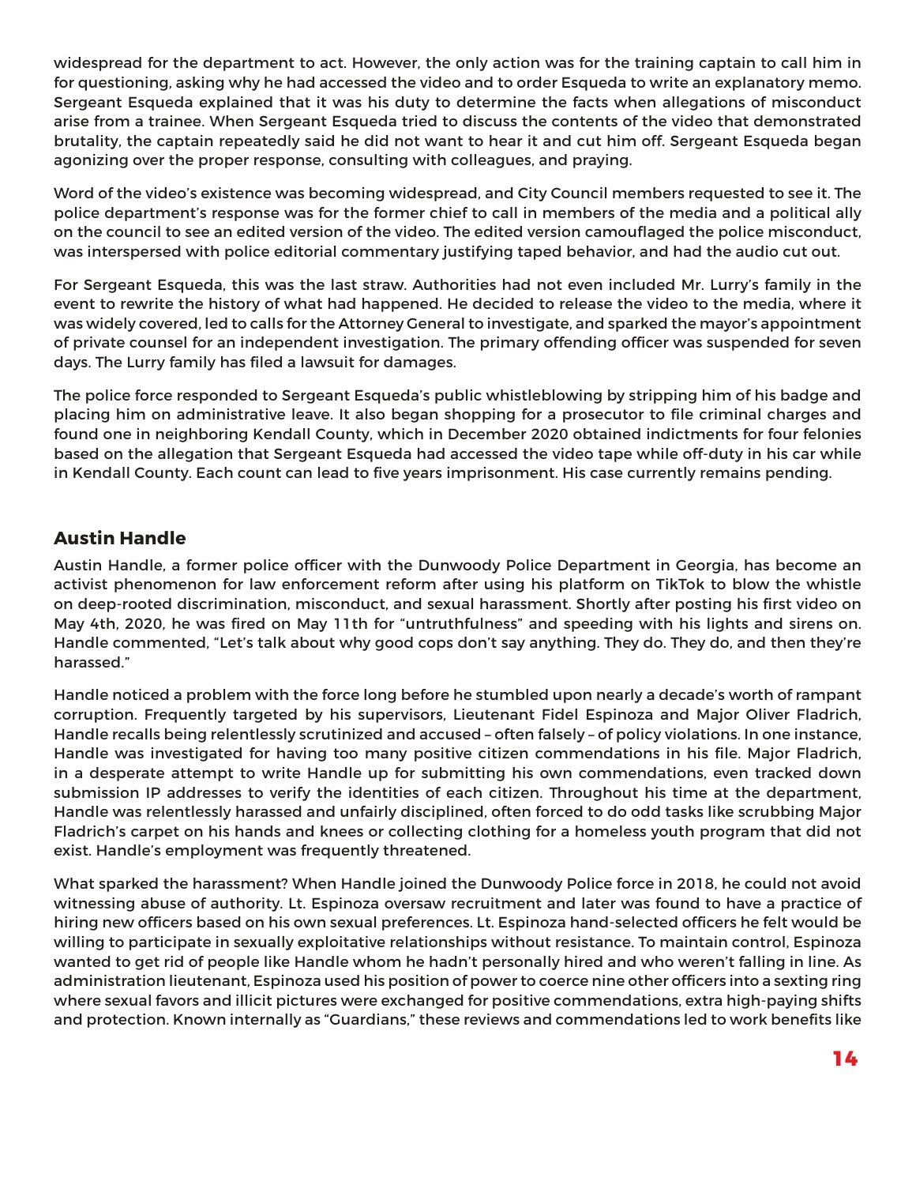widespread for the department to act. However, the only action was for the training captain to call him in for questioning, asking why he had accessed the video and to order Esqueda to write an explanatory memo. Sergeant Esqueda explained that it was his duty to determine the facts when allegations of misconduct arise from a trainee. When Sergeant Esqueda tried to discuss the contents of the video that demonstrated brutality, the captain repeatedly said he did not want to hear it and cut him off. Sergeant Esqueda began agonizing over the proper response, consulting with colleagues, and praying.

Word of the video's existence was becoming widespread, and City Council members requested to see it. The police department's response was for the former chief to call in members of the media and a political ally on the council to see an edited version of the video. The edited version camouflaged the police misconduct, was interspersed with police editorial commentary justifying taped behavior, and had the audio cut out.

For Sergeant Esqueda, this was the last straw. Authorities had not even included Mr. Lurry's family in the event to rewrite the history of what had happened. He decided to release the video to the media, where it was widely covered, led to calls for the Attorney General to investigate, and sparked the mayor's appointment of private counsel for an independent investigation. The primary offending officer was suspended for seven days. The Lurry family has filed a lawsuit for damages.

The police force responded to Sergeant Esqueda's public whistleblowing by stripping him of his badge and placing him on administrative leave. It also began shopping for a prosecutor to file criminal charges and found one in neighboring Kendall County, which in December 2020 obtained indictments for four felonies based on the allegation that Sergeant Esqueda had accessed the video tape while off-duty in his car while in Kendall County. Each count can lead to five years imprisonment. His case currently remains pending.

## Austin Handle

Austin Handle, a former police officer with the Dunwoody Police Department in Georgia, has become an activist phenomenon for law enforcement reform after using his platform on TikTok to blow the whistle on deep-rooted discrimination, misconduct, and sexual harassment. Shortly after posting his first video on May 4th, 2020, he was fired on May 11th for "untruthfulness" and speeding with his lights and sirens on. Handle commented, "Let's talk about why good cops don't say anything. They do. They do, and then they're harassed."

Handle noticed a problem with the force long before he stumbled upon nearly a decade's worth of rampant corruption. Frequently targeted by his supervisors, Lieutenant Fidel Espinoza and Major Oliver Fladrich, Handle recalls being relentlessly scrutinized and accused – often falsely – of policy violations. In one instance, Handle was investigated for having too many positive citizen commendations in his file. Major Fladrich, in a desperate attempt to write Handle up for submitting his own commendations, even tracked down submission IP addresses to verify the identities of each citizen. Throughout his time at the department, Handle was relentlessly harassed and unfairly disciplined, often forced to do odd tasks like scrubbing Major Fladrich's carpet on his hands and knees or collecting clothing for a homeless youth program that did not exist. Handle's employment was frequently threatened.

What sparked the harassment? When Handle joined the Dunwoody Police force in 2018, he could not avoid witnessing abuse of authority. Lt. Espinoza oversaw recruitment and later was found to have a practice of hiring new officers based on his own sexual preferences. Lt. Espinoza hand-selected officers he felt would be willing to participate in sexually exploitative relationships without resistance. To maintain control, Espinoza wanted to get rid of people like Handle whom he hadn't personally hired and who weren't falling in line. As administration lieutenant, Espinoza used his position of power to coerce nine other officers into a sexting ring where sexual favors and illicit pictures were exchanged for positive commendations, extra high-paying shifts and protection. Known internally as "Guardians," these reviews and commendations led to work benefits like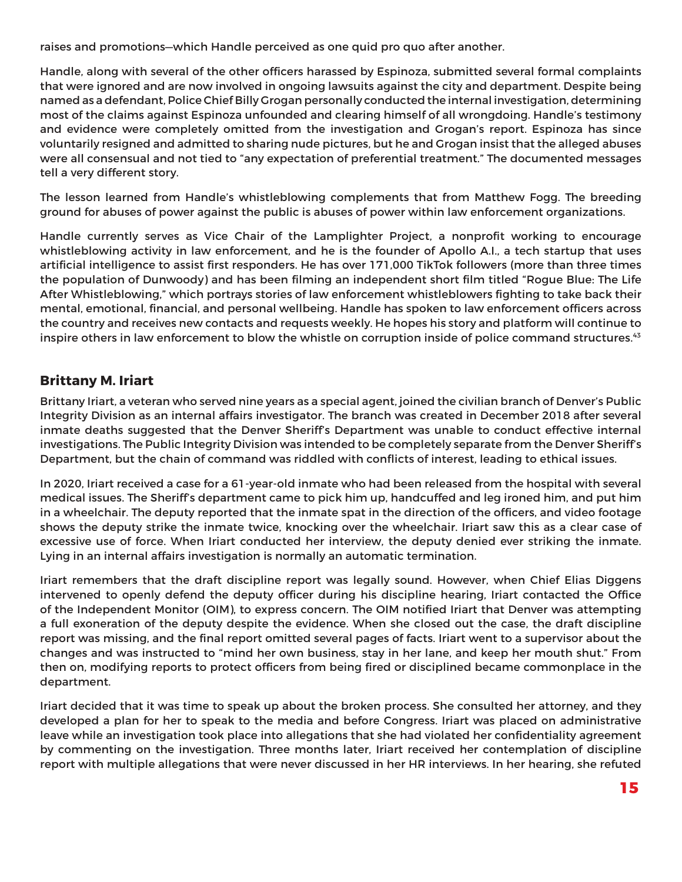raises and promotions—which Handle perceived as one quid pro quo after another.

Handle, along with several of the other officers harassed by Espinoza, submitted several formal complaints that were ignored and are now involved in ongoing lawsuits against the city and department. Despite being named as a defendant, Police Chief Billy Grogan personally conducted the internal investigation, determining most of the claims against Espinoza unfounded and clearing himself of all wrongdoing. Handle's testimony and evidence were completely omitted from the investigation and Grogan's report. Espinoza has since voluntarily resigned and admitted to sharing nude pictures, but he and Grogan insist that the alleged abuses were all consensual and not tied to "any expectation of preferential treatment." The documented messages tell a very different story.

The lesson learned from Handle's whistleblowing complements that from Matthew Fogg. The breeding ground for abuses of power against the public is abuses of power within law enforcement organizations.

Handle currently serves as Vice Chair of the Lamplighter Project, a nonprofit working to encourage whistleblowing activity in law enforcement, and he is the founder of Apollo A.I., a tech startup that uses artificial intelligence to assist first responders. He has over 171,000 TikTok followers (more than three times the population of Dunwoody) and has been filming an independent short film titled "Rogue Blue: The Life After Whistleblowing," which portrays stories of law enforcement whistleblowers fighting to take back their mental, emotional, financial, and personal wellbeing. Handle has spoken to law enforcement officers across the country and receives new contacts and requests weekly. He hopes his story and platform will continue to inspire others in law enforcement to blow the whistle on corruption inside of police command structures.[43]

## Brittany M. Iriart

Brittany Iriart, a veteran who served nine years as a special agent, joined the civilian branch of Denver's Public Integrity Division as an internal affairs investigator. The branch was created in December 2018 after several inmate deaths suggested that the Denver Sheriff's Department was unable to conduct effective internal investigations. The Public Integrity Division was intended to be completely separate from the Denver Sheriff's Department, but the chain of command was riddled with conflicts of interest, leading to ethical issues.

In 2020, Iriart received a case for a 61-year-old inmate who had been released from the hospital with several medical issues. The Sheriff's department came to pick him up, handcuffed and leg ironed him, and put him in a wheelchair. The deputy reported that the inmate spat in the direction of the officers, and video footage shows the deputy strike the inmate twice, knocking over the wheelchair. Iriart saw this as a clear case of excessive use of force. When Iriart conducted her interview, the deputy denied ever striking the inmate. Lying in an internal affairs investigation is normally an automatic termination.

Iriart remembers that the draft discipline report was legally sound. However, when Chief Elias Diggens intervened to openly defend the deputy officer during his discipline hearing, Iriart contacted the Office of the Independent Monitor (OIM), to express concern. The OIM notified Iriart that Denver was attempting a full exoneration of the deputy despite the evidence. When she closed out the case, the draft discipline report was missing, and the final report omitted several pages of facts. Iriart went to a supervisor about the changes and was instructed to "mind her own business, stay in her lane, and keep her mouth shut." From then on, modifying reports to protect officers from being fired or disciplined became commonplace in the department.

Iriart decided that it was time to speak up about the broken process. She consulted her attorney, and they developed a plan for her to speak to the media and before Congress. Iriart was placed on administrative leave while an investigation took place into allegations that she had violated her confidentiality agreement by commenting on the investigation. Three months later, Iriart received her contemplation of discipline report with multiple allegations that were never discussed in her HR interviews. In her hearing, she refuted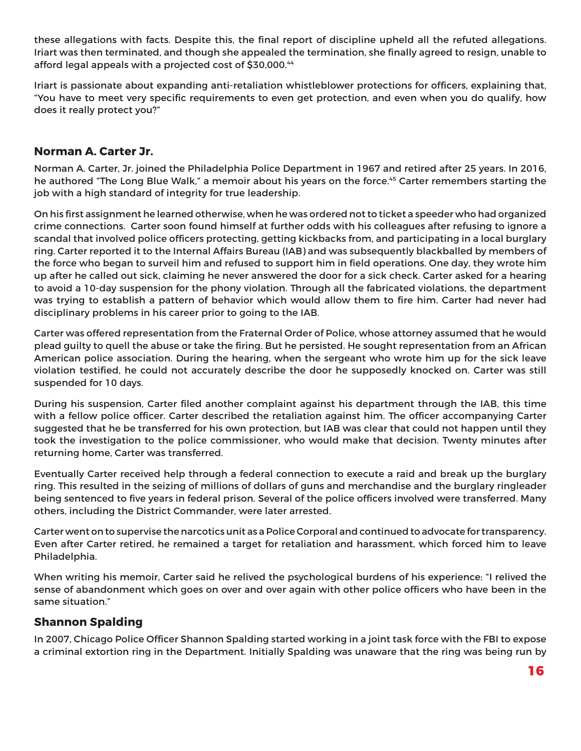these allegations with facts. Despite this, the final report of discipline upheld all the refuted allegations. Iriart was then terminated, and though she appealed the termination, she finally agreed to resign, unable to afford legal appeals with a projected cost of $30,000.[44]

Iriart is passionate about expanding anti-retaliation whistleblower protections for officers, explaining that, "You have to meet very specific requirements to even get protection, and even when you do qualify, how does it really protect you?"

## Norman A. Carter Jr.

Norman A. Carter, Jr. joined the Philadelphia Police Department in 1967 and retired after 25 years. In 2016, he authored "The Long Blue Walk," a memoir about his years on the force.[45] Carter remembers starting the job with a high standard of integrity for true leadership.

On his first assignment he learned otherwise, when he was ordered not to ticket a speeder who had organized crime connections. Carter soon found himself at further odds with his colleagues after refusing to ignore a scandal that involved police officers protecting, getting kickbacks from, and participating in a local burglary ring. Carter reported it to the Internal Affairs Bureau (IAB) and was subsequently blackballed by members of the force who began to surveil him and refused to support him in field operations. One day, they wrote him up after he called out sick, claiming he never answered the door for a sick check. Carter asked for a hearing to avoid a 10-day suspension for the phony violation. Through all the fabricated violations, the department was trying to establish a pattern of behavior which would allow them to fire him. Carter had never had disciplinary problems in his career prior to going to the IAB.

Carter was offered representation from the Fraternal Order of Police, whose attorney assumed that he would plead guilty to quell the abuse or take the firing. But he persisted. He sought representation from an African American police association. During the hearing, when the sergeant who wrote him up for the sick leave violation testified, he could not accurately describe the door he supposedly knocked on. Carter was still suspended for 10 days.

During his suspension, Carter filed another complaint against his department through the IAB, this time with a fellow police officer. Carter described the retaliation against him. The officer accompanying Carter suggested that he be transferred for his own protection, but IAB was clear that could not happen until they took the investigation to the police commissioner, who would make that decision. Twenty minutes after returning home, Carter was transferred.

Eventually Carter received help through a federal connection to execute a raid and break up the burglary ring. This resulted in the seizing of millions of dollars of guns and merchandise and the burglary ringleader being sentenced to five years in federal prison. Several of the police officers involved were transferred. Many others, including the District Commander, were later arrested.

Carter went on to supervise the narcotics unit as a Police Corporal and continued to advocate for transparency. Even after Carter retired, he remained a target for retaliation and harassment, which forced him to leave Philadelphia.

When writing his memoir, Carter said he relived the psychological burdens of his experience: "I relived the sense of abandonment which goes on over and over again with other police officers who have been in the same situation."

## Shannon Spalding

In 2007, Chicago Police Officer Shannon Spalding started working in a joint task force with the FBI to expose a criminal extortion ring in the Department. Initially Spalding was unaware that the ring was being run by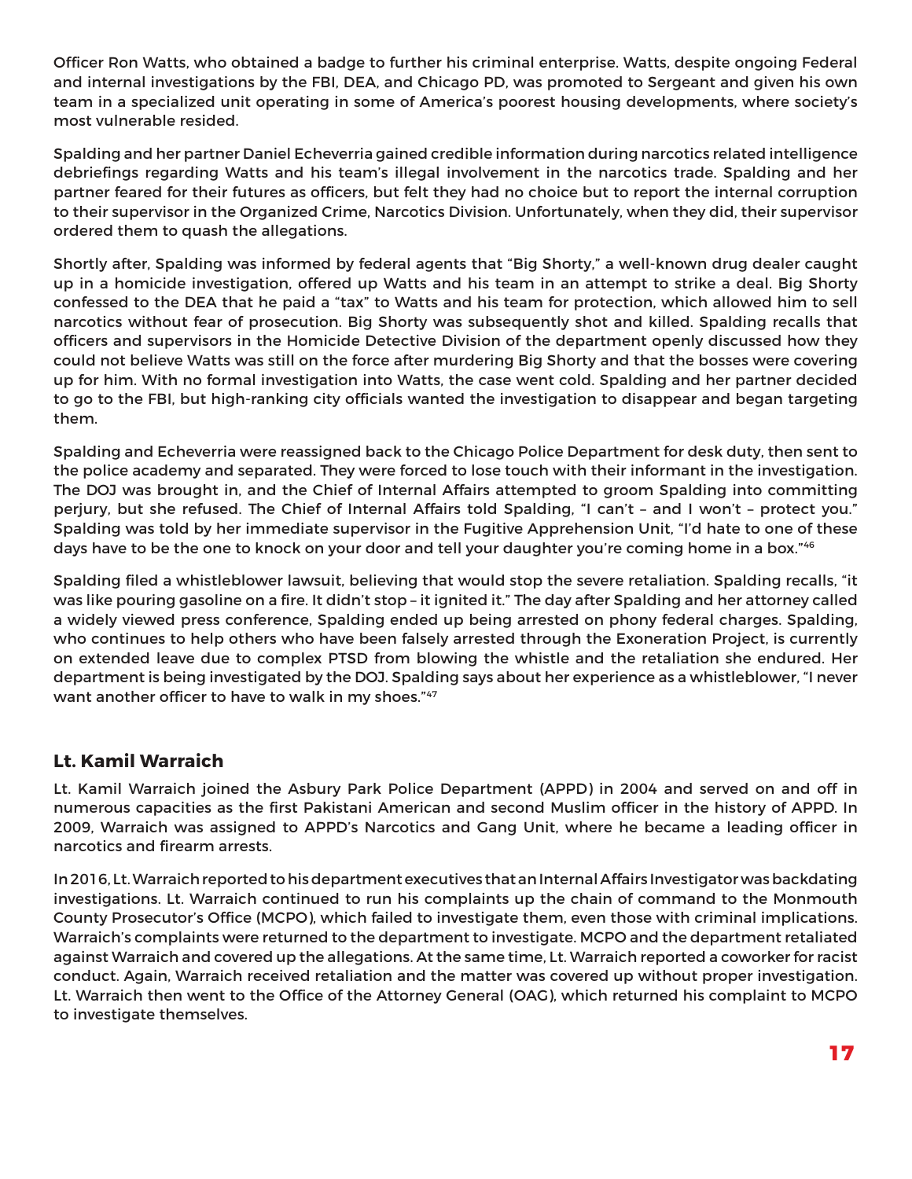Officer Ron Watts, who obtained a badge to further his criminal enterprise. Watts, despite ongoing Federal and internal investigations by the FBI, DEA, and Chicago PD, was promoted to Sergeant and given his own team in a specialized unit operating in some of America's poorest housing developments, where society's most vulnerable resided.

Spalding and her partner Daniel Echeverria gained credible information during narcotics related intelligence debriefings regarding Watts and his team's illegal involvement in the narcotics trade. Spalding and her partner feared for their futures as officers, but felt they had no choice but to report the internal corruption to their supervisor in the Organized Crime, Narcotics Division. Unfortunately, when they did, their supervisor ordered them to quash the allegations.

Shortly after, Spalding was informed by federal agents that "Big Shorty," a well-known drug dealer caught up in a homicide investigation, offered up Watts and his team in an attempt to strike a deal. Big Shorty confessed to the DEA that he paid a "tax" to Watts and his team for protection, which allowed him to sell narcotics without fear of prosecution. Big Shorty was subsequently shot and killed. Spalding recalls that officers and supervisors in the Homicide Detective Division of the department openly discussed how they could not believe Watts was still on the force after murdering Big Shorty and that the bosses were covering up for him. With no formal investigation into Watts, the case went cold. Spalding and her partner decided to go to the FBI, but high-ranking city officials wanted the investigation to disappear and began targeting them.

Spalding and Echeverria were reassigned back to the Chicago Police Department for desk duty, then sent to the police academy and separated. They were forced to lose touch with their informant in the investigation. The DOJ was brought in, and the Chief of Internal Affairs attempted to groom Spalding into committing perjury, but she refused. The Chief of Internal Affairs told Spalding, "I can't – and I won't – protect you." Spalding was told by her immediate supervisor in the Fugitive Apprehension Unit, "I'd hate to one of these days have to be the one to knock on your door and tell your daughter you're coming home in a box."[46]

Spalding filed a whistleblower lawsuit, believing that would stop the severe retaliation. Spalding recalls, "it was like pouring gasoline on a fire. It didn't stop – it ignited it." The day after Spalding and her attorney called a widely viewed press conference, Spalding ended up being arrested on phony federal charges. Spalding, who continues to help others who have been falsely arrested through the Exoneration Project, is currently on extended leave due to complex PTSD from blowing the whistle and the retaliation she endured. Her department is being investigated by the DOJ. Spalding says about her experience as a whistleblower, "I never want another officer to have to walk in my shoes."[47]

## Lt. Kamil Warraich

Lt. Kamil Warraich joined the Asbury Park Police Department (APPD) in 2004 and served on and off in numerous capacities as the first Pakistani American and second Muslim officer in the history of APPD. In 2009, Warraich was assigned to APPD's Narcotics and Gang Unit, where he became a leading officer in narcotics and firearm arrests.

In 2016, Lt. Warraich reported to his department executives that an Internal Affairs Investigator was backdating investigations. Lt. Warraich continued to run his complaints up the chain of command to the Monmouth County Prosecutor's Office (MCPO), which failed to investigate them, even those with criminal implications. Warraich's complaints were returned to the department to investigate. MCPO and the department retaliated against Warraich and covered up the allegations. At the same time, Lt. Warraich reported a coworker for racist conduct. Again, Warraich received retaliation and the matter was covered up without proper investigation. Lt. Warraich then went to the Office of the Attorney General (OAG), which returned his complaint to MCPO to investigate themselves.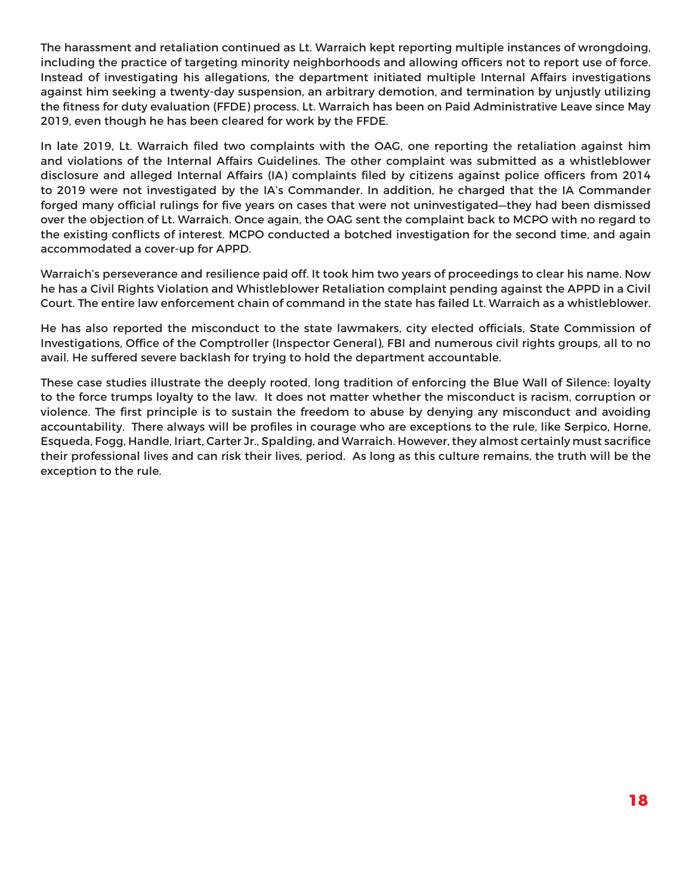The harassment and retaliation continued as Lt. Warraich kept reporting multiple instances of wrongdoing, including the practice of targeting minority neighborhoods and allowing officers not to report use of force. Instead of investigating his allegations, the department initiated multiple Internal Affairs investigations against him seeking a twenty-day suspension, an arbitrary demotion, and termination by unjustly utilizing the fitness for duty evaluation (FFDE) process. Lt. Warraich has been on Paid Administrative Leave since May 2019, even though he has been cleared for work by the FFDE.

In late 2019, Lt. Warraich filed two complaints with the OAG, one reporting the retaliation against him and violations of the Internal Affairs Guidelines. The other complaint was submitted as a whistleblower disclosure and alleged Internal Affairs (IA) complaints filed by citizens against police officers from 2014 to 2019 were not investigated by the IA's Commander. In addition, he charged that the IA Commander forged many official rulings for five years on cases that were not uninvestigated—they had been dismissed over the objection of Lt. Warraich. Once again, the OAG sent the complaint back to MCPO with no regard to the existing conflicts of interest. MCPO conducted a botched investigation for the second time, and again accommodated a cover-up for APPD.

Warraich's perseverance and resilience paid off. It took him two years of proceedings to clear his name. Now he has a Civil Rights Violation and Whistleblower Retaliation complaint pending against the APPD in a Civil Court. The entire law enforcement chain of command in the state has failed Lt. Warraich as a whistleblower.

He has also reported the misconduct to the state lawmakers, city elected officials, State Commission of Investigations, Office of the Comptroller (Inspector General), FBI and numerous civil rights groups, all to no avail. He suffered severe backlash for trying to hold the department accountable.

These case studies illustrate the deeply rooted, long tradition of enforcing the Blue Wall of Silence: loyalty to the force trumps loyalty to the law. It does not matter whether the misconduct is racism, corruption or violence. The first principle is to sustain the freedom to abuse by denying any misconduct and avoiding accountability. There always will be profiles in courage who are exceptions to the rule, like Serpico, Horne, Esqueda, Fogg, Handle, Iriart, Carter Jr., Spalding, and Warraich. However, they almost certainly must sacrifice their professional lives and can risk their lives, period. As long as this culture remains, the truth will be the exception to the rule.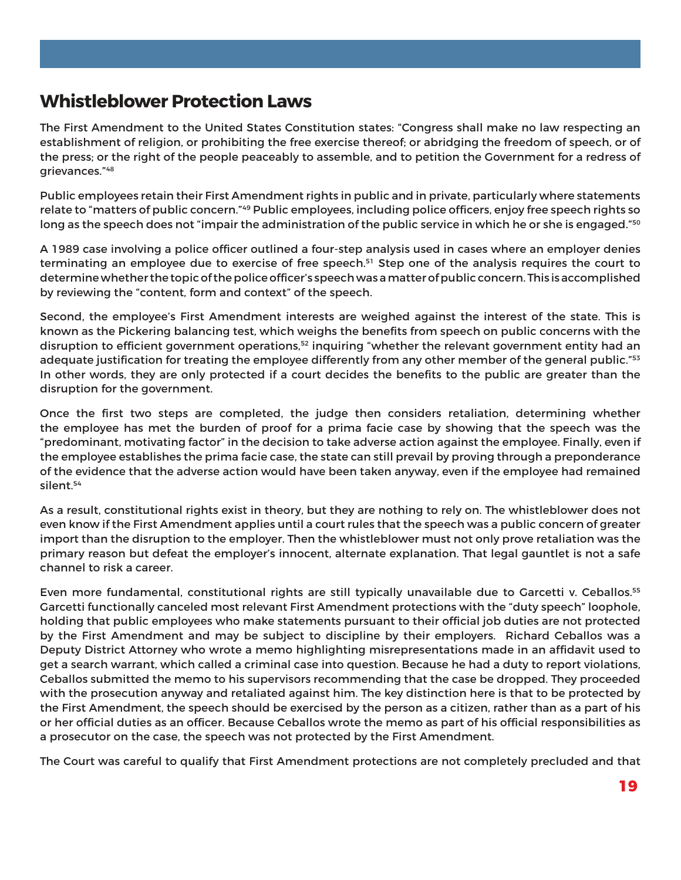## Whistleblower Protection Laws

The First Amendment to the United States Constitution states: "Congress shall make no law respecting an establishment of religion, or prohibiting the free exercise thereof; or abridging the freedom of speech, or of the press; or the right of the people peaceably to assemble, and to petition the Government for a redress of grievances."[48]

Public employees retain their First Amendment rights in public and in private, particularly where statements relate to "matters of public concern."[49] Public employees, including police officers, enjoy free speech rights so long as the speech does not "impair the administration of the public service in which he or she is engaged."[50]

A 1989 case involving a police officer outlined a four-step analysis used in cases where an employer denies terminating an employee due to exercise of free speech.[51] Step one of the analysis requires the court to determine whether the topic of the police officer's speech was a matter of public concern. This is accomplished by reviewing the "content, form and context" of the speech.

Second, the employee's First Amendment interests are weighed against the interest of the state. This is known as the Pickering balancing test, which weighs the benefits from speech on public concerns with the disruption to efficient government operations,[52] inquiring "whether the relevant government entity had an adequate justification for treating the employee differently from any other member of the general public."[53] In other words, they are only protected if a court decides the benefits to the public are greater than the disruption for the government.

Once the first two steps are completed, the judge then considers retaliation, determining whether the employee has met the burden of proof for a prima facie case by showing that the speech was the "predominant, motivating factor" in the decision to take adverse action against the employee. Finally, even if the employee establishes the prima facie case, the state can still prevail by proving through a preponderance of the evidence that the adverse action would have been taken anyway, even if the employee had remained silent.[54]

As a result, constitutional rights exist in theory, but they are nothing to rely on. The whistleblower does not even know if the First Amendment applies until a court rules that the speech was a public concern of greater import than the disruption to the employer. Then the whistleblower must not only prove retaliation was the primary reason but defeat the employer's innocent, alternate explanation. That legal gauntlet is not a safe channel to risk a career.

Even more fundamental, constitutional rights are still typically unavailable due to Garcetti v. Ceballos.[55] Garcetti functionally canceled most relevant First Amendment protections with the "duty speech" loophole, holding that public employees who make statements pursuant to their official job duties are not protected by the First Amendment and may be subject to discipline by their employers. Richard Ceballos was a Deputy District Attorney who wrote a memo highlighting misrepresentations made in an affidavit used to get a search warrant, which called a criminal case into question. Because he had a duty to report violations, Ceballos submitted the memo to his supervisors recommending that the case be dropped. They proceeded with the prosecution anyway and retaliated against him. The key distinction here is that to be protected by the First Amendment, the speech should be exercised by the person as a citizen, rather than as a part of his or her official duties as an officer. Because Ceballos wrote the memo as part of his official responsibilities as a prosecutor on the case, the speech was not protected by the First Amendment.

The Court was careful to qualify that First Amendment protections are not completely precluded and that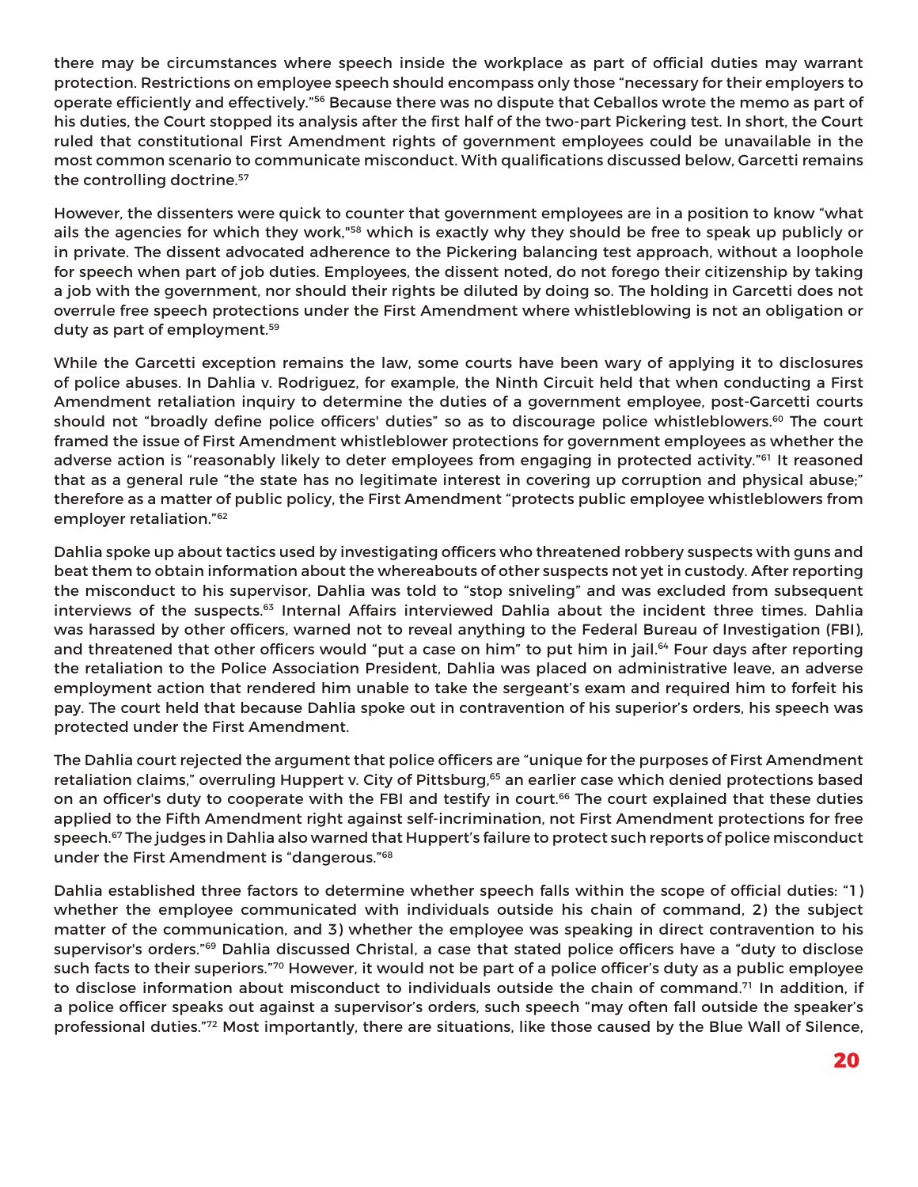there may be circumstances where speech inside the workplace as part of official duties may warrant protection. Restrictions on employee speech should encompass only those "necessary for their employers to operate efficiently and effectively."[56] Because there was no dispute that Ceballos wrote the memo as part of his duties, the Court stopped its analysis after the first half of the two-part Pickering test. In short, the Court ruled that constitutional First Amendment rights of government employees could be unavailable in the most common scenario to communicate misconduct. With qualifications discussed below, Garcetti remains the controlling doctrine.[57]

However, the dissenters were quick to counter that government employees are in a position to know "what ails the agencies for which they work,"[58] which is exactly why they should be free to speak up publicly or in private. The dissent advocated adherence to the Pickering balancing test approach, without a loophole for speech when part of job duties. Employees, the dissent noted, do not forego their citizenship by taking a job with the government, nor should their rights be diluted by doing so. The holding in Garcetti does not overrule free speech protections under the First Amendment where whistleblowing is not an obligation or duty as part of employment.[59]

While the Garcetti exception remains the law, some courts have been wary of applying it to disclosures of police abuses. In Dahlia v. Rodriguez, for example, the Ninth Circuit held that when conducting a First Amendment retaliation inquiry to determine the duties of a government employee, post-Garcetti courts should not "broadly define police officers' duties" so as to discourage police whistleblowers.[60] The court framed the issue of First Amendment whistleblower protections for government employees as whether the adverse action is "reasonably likely to deter employees from engaging in protected activity."[61] It reasoned that as a general rule "the state has no legitimate interest in covering up corruption and physical abuse;" therefore as a matter of public policy, the First Amendment "protects public employee whistleblowers from employer retaliation."[62]

Dahlia spoke up about tactics used by investigating officers who threatened robbery suspects with guns and beat them to obtain information about the whereabouts of other suspects not yet in custody. After reporting the misconduct to his supervisor, Dahlia was told to "stop sniveling" and was excluded from subsequent interviews of the suspects.[63] Internal Affairs interviewed Dahlia about the incident three times. Dahlia was harassed by other officers, warned not to reveal anything to the Federal Bureau of Investigation (FBI), and threatened that other officers would "put a case on him" to put him in jail.[64] Four days after reporting the retaliation to the Police Association President, Dahlia was placed on administrative leave, an adverse employment action that rendered him unable to take the sergeant's exam and required him to forfeit his pay. The court held that because Dahlia spoke out in contravention of his superior's orders, his speech was protected under the First Amendment.

The Dahlia court rejected the argument that police officers are "unique for the purposes of First Amendment retaliation claims," overruling Huppert v. City of Pittsburg,[65] an earlier case which denied protections based on an officer's duty to cooperate with the FBI and testify in court.[66] The court explained that these duties applied to the Fifth Amendment right against self-incrimination, not First Amendment protections for free speech.[67] The judges in Dahlia also warned that Huppert's failure to protect such reports of police misconduct under the First Amendment is "dangerous."[68]

Dahlia established three factors to determine whether speech falls within the scope of official duties: "1) whether the employee communicated with individuals outside his chain of command, 2) the subject matter of the communication, and 3) whether the employee was speaking in direct contravention to his supervisor's orders."[69] Dahlia discussed Christal, a case that stated police officers have a "duty to disclose such facts to their superiors."[70] However, it would not be part of a police officer's duty as a public employee to disclose information about misconduct to individuals outside the chain of command.[71] In addition, if a police officer speaks out against a supervisor's orders, such speech "may often fall outside the speaker's professional duties."[72] Most importantly, there are situations, like those caused by the Blue Wall of Silence,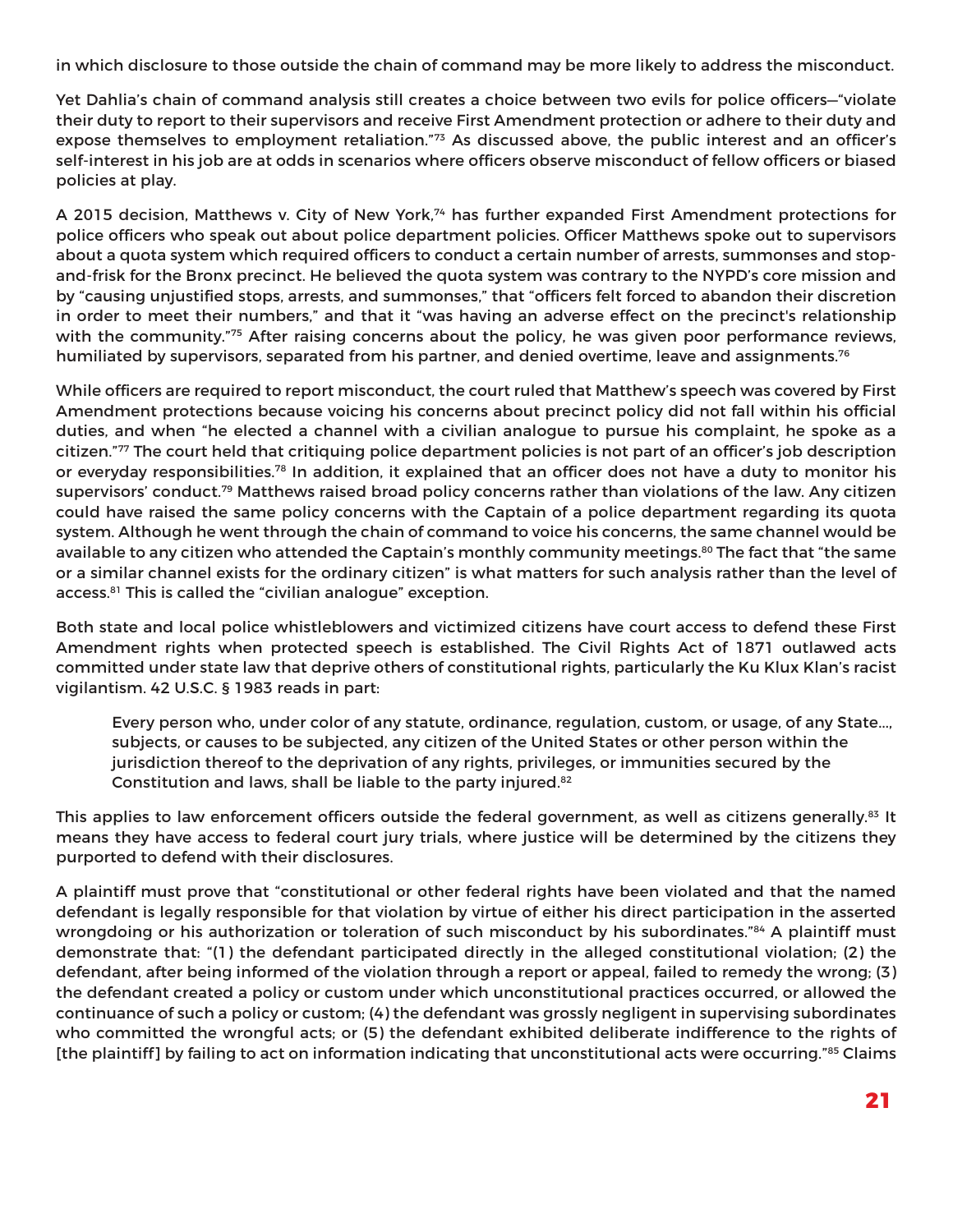in which disclosure to those outside the chain of command may be more likely to address the misconduct.

Yet Dahlia's chain of command analysis still creates a choice between two evils for police officers—"violate their duty to report to their supervisors and receive First Amendment protection or adhere to their duty and expose themselves to employment retaliation."[73] As discussed above, the public interest and an officer's self-interest in his job are at odds in scenarios where officers observe misconduct of fellow officers or biased policies at play.

A 2015 decision, Matthews v. City of New York,[74] has further expanded First Amendment protections for police officers who speak out about police department policies. Officer Matthews spoke out to supervisors about a quota system which required officers to conduct a certain number of arrests, summonses and stop-and-frisk for the Bronx precinct. He believed the quota system was contrary to the NYPD's core mission and by "causing unjustified stops, arrests, and summonses," that "officers felt forced to abandon their discretion in order to meet their numbers," and that it "was having an adverse effect on the precinct's relationship with the community."[75] After raising concerns about the policy, he was given poor performance reviews, humiliated by supervisors, separated from his partner, and denied overtime, leave and assignments.[76]

While officers are required to report misconduct, the court ruled that Matthew's speech was covered by First Amendment protections because voicing his concerns about precinct policy did not fall within his official duties, and when "he elected a channel with a civilian analogue to pursue his complaint, he spoke as a citizen."[77] The court held that critiquing police department policies is not part of an officer's job description or everyday responsibilities.[78] In addition, it explained that an officer does not have a duty to monitor his supervisors' conduct.[79] Matthews raised broad policy concerns rather than violations of the law. Any citizen could have raised the same policy concerns with the Captain of a police department regarding its quota system. Although he went through the chain of command to voice his concerns, the same channel would be available to any citizen who attended the Captain's monthly community meetings.[80] The fact that "the same or a similar channel exists for the ordinary citizen" is what matters for such analysis rather than the level of access.[81] This is called the "civilian analogue" exception.

Both state and local police whistleblowers and victimized citizens have court access to defend these First Amendment rights when protected speech is established. The Civil Rights Act of 1871 outlawed acts committed under state law that deprive others of constitutional rights, particularly the Ku Klux Klan's racist vigilantism. 42 U.S.C. § 1983 reads in part:

> Every person who, under color of any statute, ordinance, regulation, custom, or usage, of any State..., subjects, or causes to be subjected, any citizen of the United States or other person within the jurisdiction thereof to the deprivation of any rights, privileges, or immunities secured by the Constitution and laws, shall be liable to the party injured.[82]

This applies to law enforcement officers outside the federal government, as well as citizens generally.[83] It means they have access to federal court jury trials, where justice will be determined by the citizens they purported to defend with their disclosures.

A plaintiff must prove that "constitutional or other federal rights have been violated and that the named defendant is legally responsible for that violation by virtue of either his direct participation in the asserted wrongdoing or his authorization or toleration of such misconduct by his subordinates."[84] A plaintiff must demonstrate that: "(1) the defendant participated directly in the alleged constitutional violation; (2) the defendant, after being informed of the violation through a report or appeal, failed to remedy the wrong; (3) the defendant created a policy or custom under which unconstitutional practices occurred, or allowed the continuance of such a policy or custom; (4) the defendant was grossly negligent in supervising subordinates who committed the wrongful acts; or (5) the defendant exhibited deliberate indifference to the rights of [the plaintiff] by failing to act on information indicating that unconstitutional acts were occurring."[85] Claims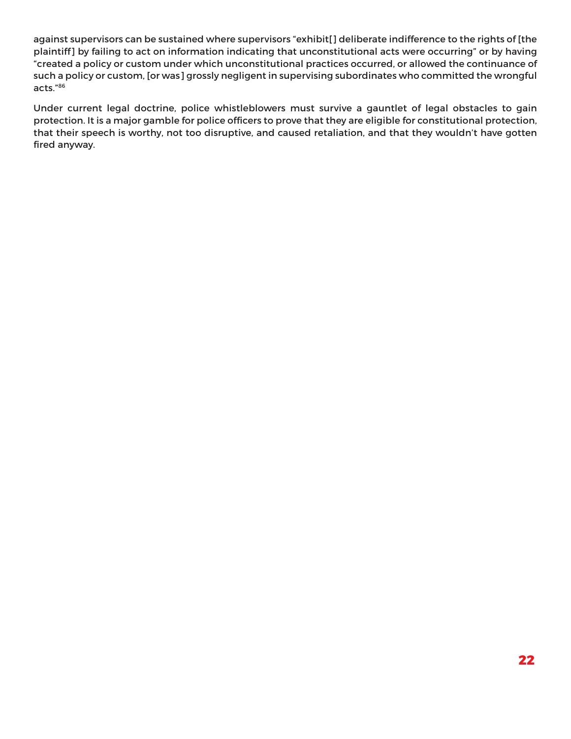against supervisors can be sustained where supervisors "exhibit[] deliberate indifference to the rights of [the plaintiff] by failing to act on information indicating that unconstitutional acts were occurring" or by having "created a policy or custom under which unconstitutional practices occurred, or allowed the continuance of such a policy or custom, [or was] grossly negligent in supervising subordinates who committed the wrongful acts."[86]

Under current legal doctrine, police whistleblowers must survive a gauntlet of legal obstacles to gain protection. It is a major gamble for police officers to prove that they are eligible for constitutional protection, that their speech is worthy, not too disruptive, and caused retaliation, and that they wouldn't have gotten fired anyway.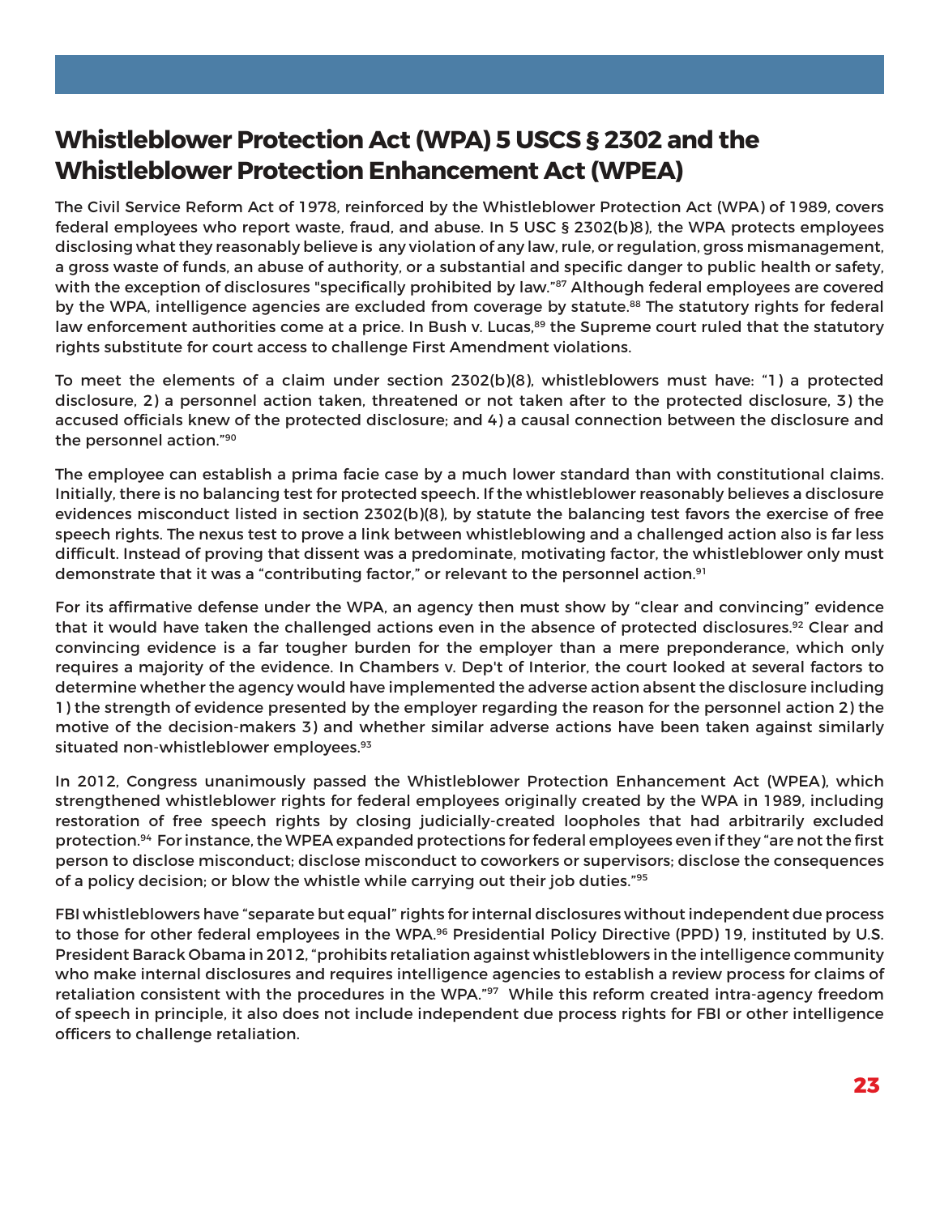## Whistleblower Protection Act (WPA) 5 USCS § 2302 and the Whistleblower Protection Enhancement Act (WPEA)

The Civil Service Reform Act of 1978, reinforced by the Whistleblower Protection Act (WPA) of 1989, covers federal employees who report waste, fraud, and abuse. In 5 USC § 2302(b)8), the WPA protects employees disclosing what they reasonably believe is any violation of any law, rule, or regulation, gross mismanagement, a gross waste of funds, an abuse of authority, or a substantial and specific danger to public health or safety, with the exception of disclosures "specifically prohibited by law."[87] Although federal employees are covered by the WPA, intelligence agencies are excluded from coverage by statute.[88] The statutory rights for federal law enforcement authorities come at a price. In Bush v. Lucas,[89] the Supreme court ruled that the statutory rights substitute for court access to challenge First Amendment violations.

To meet the elements of a claim under section 2302(b)(8), whistleblowers must have: "1) a protected disclosure, 2) a personnel action taken, threatened or not taken after to the protected disclosure, 3) the accused officials knew of the protected disclosure; and 4) a causal connection between the disclosure and the personnel action."[90]

The employee can establish a prima facie case by a much lower standard than with constitutional claims. Initially, there is no balancing test for protected speech. If the whistleblower reasonably believes a disclosure evidences misconduct listed in section 2302(b)(8), by statute the balancing test favors the exercise of free speech rights. The nexus test to prove a link between whistleblowing and a challenged action also is far less difficult. Instead of proving that dissent was a predominate, motivating factor, the whistleblower only must demonstrate that it was a "contributing factor," or relevant to the personnel action.[91]

For its affirmative defense under the WPA, an agency then must show by "clear and convincing" evidence that it would have taken the challenged actions even in the absence of protected disclosures.[92] Clear and convincing evidence is a far tougher burden for the employer than a mere preponderance, which only requires a majority of the evidence. In Chambers v. Dep't of Interior, the court looked at several factors to determine whether the agency would have implemented the adverse action absent the disclosure including 1) the strength of evidence presented by the employer regarding the reason for the personnel action 2) the motive of the decision-makers 3) and whether similar adverse actions have been taken against similarly situated non-whistleblower employees.[93]

In 2012, Congress unanimously passed the Whistleblower Protection Enhancement Act (WPEA), which strengthened whistleblower rights for federal employees originally created by the WPA in 1989, including restoration of free speech rights by closing judicially-created loopholes that had arbitrarily excluded protection.[94] For instance, the WPEA expanded protections for federal employees even if they "are not the first person to disclose misconduct; disclose misconduct to coworkers or supervisors; disclose the consequences of a policy decision; or blow the whistle while carrying out their job duties."[95]

FBI whistleblowers have "separate but equal" rights for internal disclosures without independent due process to those for other federal employees in the WPA.[96] Presidential Policy Directive (PPD) 19, instituted by U.S. President Barack Obama in 2012, "prohibits retaliation against whistleblowers in the intelligence community who make internal disclosures and requires intelligence agencies to establish a review process for claims of retaliation consistent with the procedures in the WPA."[97] While this reform created intra-agency freedom of speech in principle, it also does not include independent due process rights for FBI or other intelligence officers to challenge retaliation.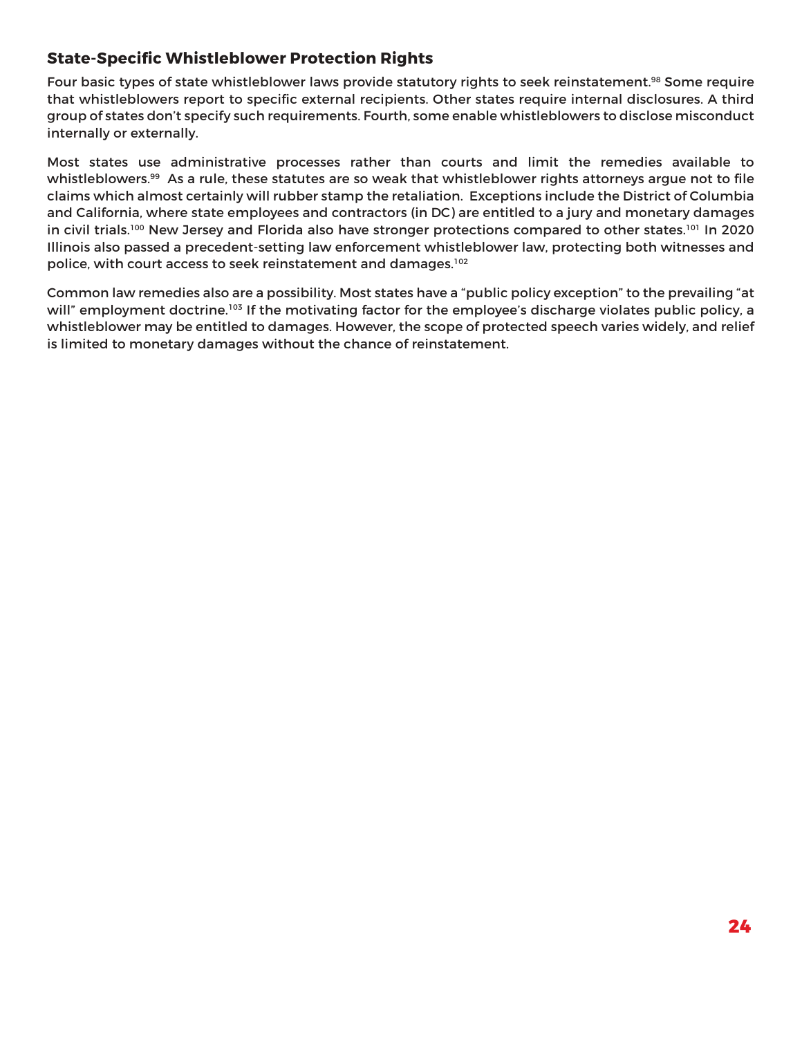## State-Specific Whistleblower Protection Rights

Four basic types of state whistleblower laws provide statutory rights to seek reinstatement.[98] Some require that whistleblowers report to specific external recipients. Other states require internal disclosures. A third group of states don't specify such requirements. Fourth, some enable whistleblowers to disclose misconduct internally or externally.

Most states use administrative processes rather than courts and limit the remedies available to whistleblowers.[99] As a rule, these statutes are so weak that whistleblower rights attorneys argue not to file claims which almost certainly will rubber stamp the retaliation. Exceptions include the District of Columbia and California, where state employees and contractors (in DC) are entitled to a jury and monetary damages in civil trials.[100] New Jersey and Florida also have stronger protections compared to other states.[101] In 2020 Illinois also passed a precedent-setting law enforcement whistleblower law, protecting both witnesses and police, with court access to seek reinstatement and damages.[102]

Common law remedies also are a possibility. Most states have a "public policy exception" to the prevailing "at will" employment doctrine.[103] If the motivating factor for the employee's discharge violates public policy, a whistleblower may be entitled to damages. However, the scope of protected speech varies widely, and relief is limited to monetary damages without the chance of reinstatement.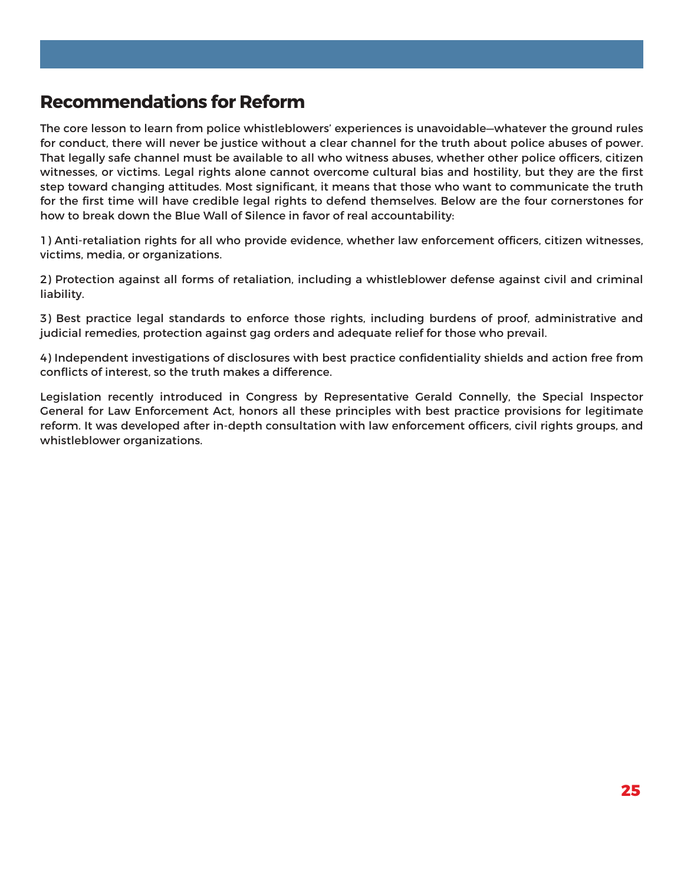## Recommendations for Reform

The core lesson to learn from police whistleblowers' experiences is unavoidable—whatever the ground rules for conduct, there will never be justice without a clear channel for the truth about police abuses of power. That legally safe channel must be available to all who witness abuses, whether other police officers, citizen witnesses, or victims. Legal rights alone cannot overcome cultural bias and hostility, but they are the first step toward changing attitudes. Most significant, it means that those who want to communicate the truth for the first time will have credible legal rights to defend themselves. Below are the four cornerstones for how to break down the Blue Wall of Silence in favor of real accountability:

1) Anti-retaliation rights for all who provide evidence, whether law enforcement officers, citizen witnesses, victims, media, or organizations.

2) Protection against all forms of retaliation, including a whistleblower defense against civil and criminal liability.

3) Best practice legal standards to enforce those rights, including burdens of proof, administrative and judicial remedies, protection against gag orders and adequate relief for those who prevail.

4) Independent investigations of disclosures with best practice confidentiality shields and action free from conflicts of interest, so the truth makes a difference.

Legislation recently introduced in Congress by Representative Gerald Connelly, the Special Inspector General for Law Enforcement Act, honors all these principles with best practice provisions for legitimate reform. It was developed after in-depth consultation with law enforcement officers, civil rights groups, and whistleblower organizations.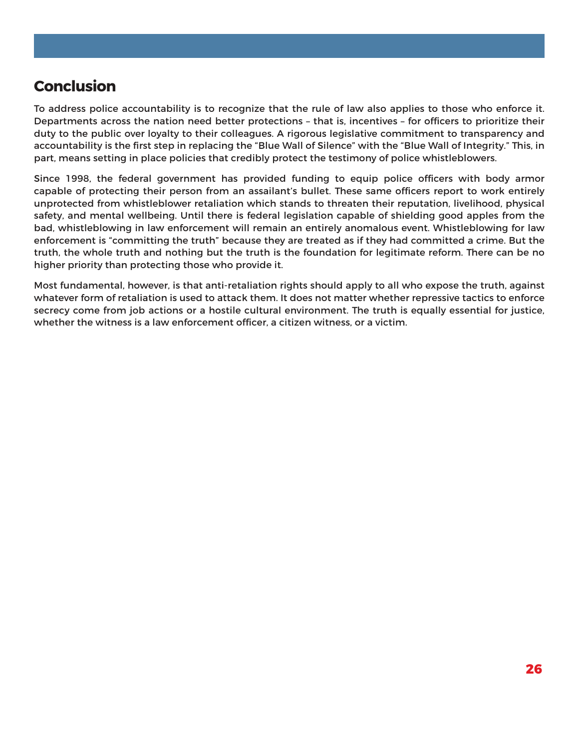## Conclusion

To address police accountability is to recognize that the rule of law also applies to those who enforce it. Departments across the nation need better protections – that is, incentives – for officers to prioritize their duty to the public over loyalty to their colleagues. A rigorous legislative commitment to transparency and accountability is the first step in replacing the "Blue Wall of Silence" with the "Blue Wall of Integrity." This, in part, means setting in place policies that credibly protect the testimony of police whistleblowers.

Since 1998, the federal government has provided funding to equip police officers with body armor capable of protecting their person from an assailant's bullet. These same officers report to work entirely unprotected from whistleblower retaliation which stands to threaten their reputation, livelihood, physical safety, and mental wellbeing. Until there is federal legislation capable of shielding good apples from the bad, whistleblowing in law enforcement will remain an entirely anomalous event. Whistleblowing for law enforcement is "committing the truth" because they are treated as if they had committed a crime. But the truth, the whole truth and nothing but the truth is the foundation for legitimate reform. There can be no higher priority than protecting those who provide it.

Most fundamental, however, is that anti-retaliation rights should apply to all who expose the truth, against whatever form of retaliation is used to attack them. It does not matter whether repressive tactics to enforce secrecy come from job actions or a hostile cultural environment. The truth is equally essential for justice, whether the witness is a law enforcement officer, a citizen witness, or a victim.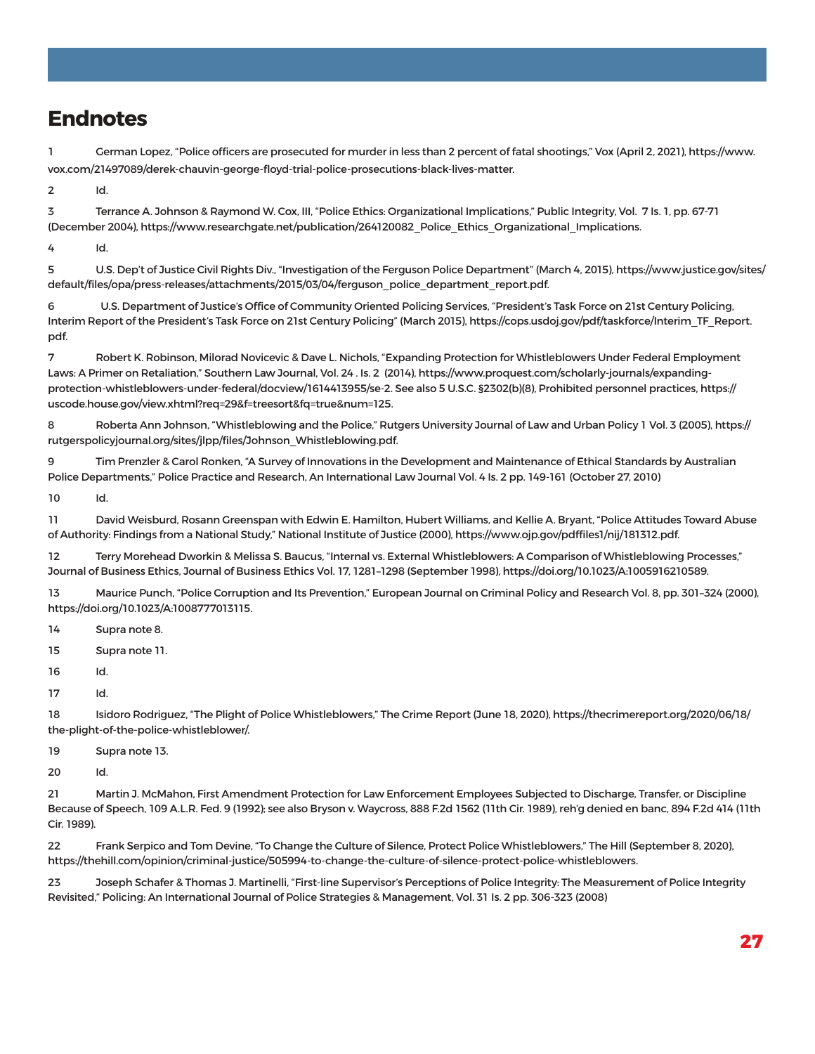# Endnotes

1 German Lopez, "Police officers are prosecuted for murder in less than 2 percent of fatal shootings," Vox (April 2, 2021), https://www.vox.com/21497089/derek-chauvin-george-floyd-trial-police-prosecutions-black-lives-matter.

2 Id.

3 Terrance A. Johnson & Raymond W. Cox, III, "Police Ethics: Organizational Implications," Public Integrity, Vol. 7 Is. 1, pp. 67-71 (December 2004), https://www.researchgate.net/publication/264120082_Police_Ethics_Organizational_Implications.

4 Id.

5 U.S. Dep't of Justice Civil Rights Div., "Investigation of the Ferguson Police Department" (March 4, 2015), https://www.justice.gov/sites/default/files/opa/press-releases/attachments/2015/03/04/ferguson_police_department_report.pdf.

6 U.S. Department of Justice's Office of Community Oriented Policing Services, "President's Task Force on 21st Century Policing, Interim Report of the President's Task Force on 21st Century Policing" (March 2015), https://cops.usdoj.gov/pdf/taskforce/Interim_TF_Report.pdf.

7 Robert K. Robinson, Milorad Novicevic & Dave L. Nichols, "Expanding Protection for Whistleblowers Under Federal Employment Laws: A Primer on Retaliation," Southern Law Journal, Vol. 24 . Is. 2 (2014), https://www.proquest.com/scholarly-journals/expanding-protection-whistleblowers-under-federal/docview/1614413955/se-2. See also 5 U.S.C. §2302(b)(8), Prohibited personnel practices, https://uscode.house.gov/view.xhtml?req=29&f=treesort&fq=true&num=125.

8 Roberta Ann Johnson, "Whistleblowing and the Police," Rutgers University Journal of Law and Urban Policy 1 Vol. 3 (2005), https://rutgerspolicyjournal.org/sites/jlpp/files/Johnson_Whistleblowing.pdf.

9 Tim Prenzler & Carol Ronken, "A Survey of Innovations in the Development and Maintenance of Ethical Standards by Australian Police Departments," Police Practice and Research, An International Law Journal Vol. 4 Is. 2 pp. 149-161 (October 27, 2010)

10 Id.

11 David Weisburd, Rosann Greenspan with Edwin E. Hamilton, Hubert Williams, and Kellie A. Bryant, "Police Attitudes Toward Abuse of Authority: Findings from a National Study," National Institute of Justice (2000), https://www.ojp.gov/pdffiles1/nij/181312.pdf.

12 Terry Morehead Dworkin & Melissa S. Baucus, "Internal vs. External Whistleblowers: A Comparison of Whistleblowing Processes," Journal of Business Ethics, Journal of Business Ethics Vol. 17, 1281–1298 (September 1998), https://doi.org/10.1023/A:1005916210589.

13 Maurice Punch, "Police Corruption and Its Prevention," European Journal on Criminal Policy and Research Vol. 8, pp. 301–324 (2000), https://doi.org/10.1023/A:1008777013115.

14 Supra note 8.

15 Supra note 11.

16 Id.

17 Id.

18 Isidoro Rodriguez, "The Plight of Police Whistleblowers," The Crime Report (June 18, 2020), https://thecrimereport.org/2020/06/18/the-plight-of-the-police-whistleblower/.

19 Supra note 13.

20 Id.

21 Martin J. McMahon, First Amendment Protection for Law Enforcement Employees Subjected to Discharge, Transfer, or Discipline Because of Speech, 109 A.L.R. Fed. 9 (1992); see also Bryson v. Waycross, 888 F.2d 1562 (11th Cir. 1989), reh'g denied en banc, 894 F.2d 414 (11th Cir. 1989).

22 Frank Serpico and Tom Devine, "To Change the Culture of Silence, Protect Police Whistleblowers," The Hill (September 8, 2020), https://thehill.com/opinion/criminal-justice/505994-to-change-the-culture-of-silence-protect-police-whistleblowers.

23 Joseph Schafer & Thomas J. Martinelli, "First-line Supervisor's Perceptions of Police Integrity: The Measurement of Police Integrity Revisited," Policing: An International Journal of Police Strategies & Management, Vol. 31 Is. 2 pp. 306-323 (2008)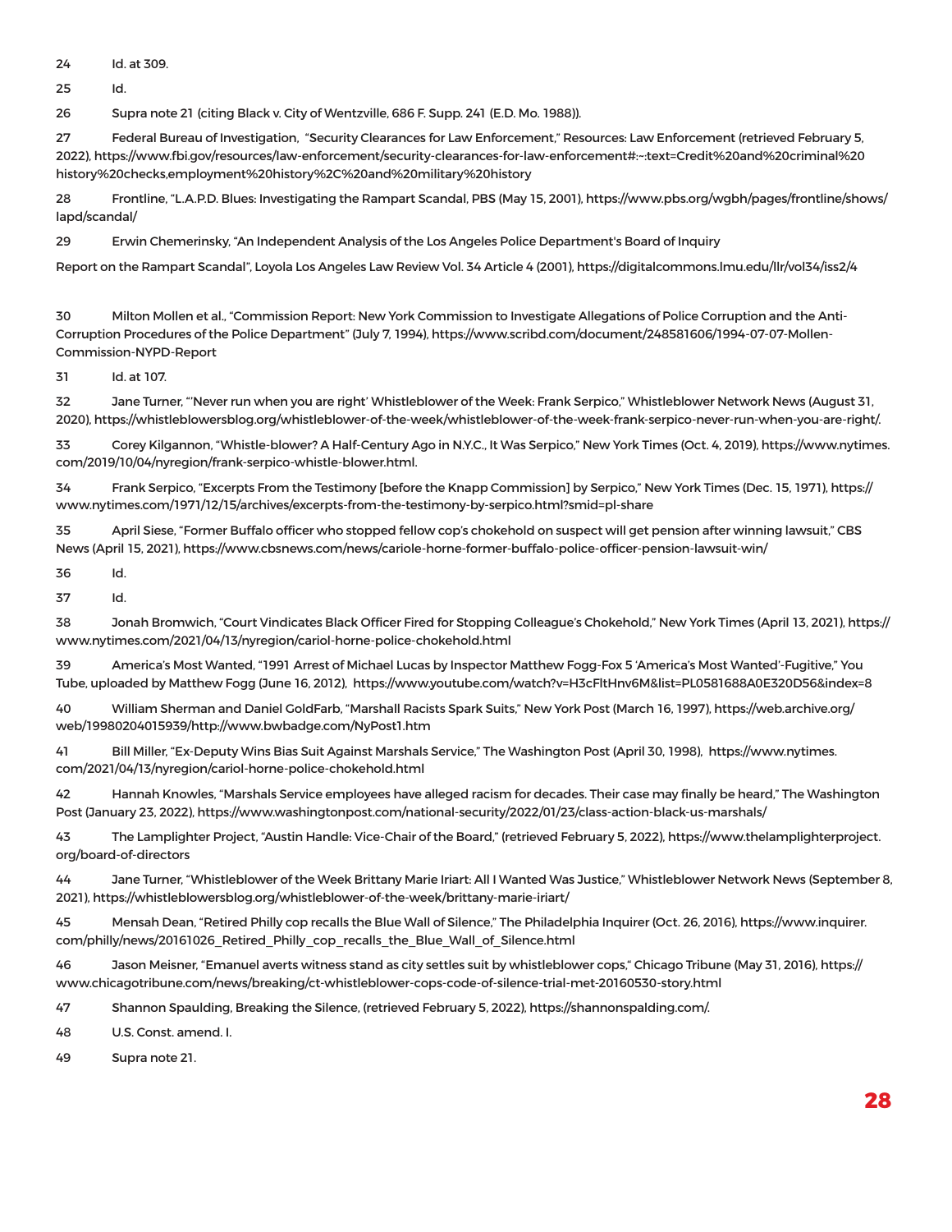24 Id. at 309.

25 Id.

26 Supra note 21 (citing Black v. City of Wentzville, 686 F. Supp. 241 (E.D. Mo. 1988)).

27 Federal Bureau of Investigation, "Security Clearances for Law Enforcement," Resources: Law Enforcement (retrieved February 5, 2022), https://www.fbi.gov/resources/law-enforcement/security-clearances-for-law-enforcement#:~:text=Credit%20and%20criminal%20history%20checks,employment%20history%2C%20and%20military%20history

28 Frontline, "L.A.P.D. Blues: Investigating the Rampart Scandal, PBS (May 15, 2001), https://www.pbs.org/wgbh/pages/frontline/shows/lapd/scandal/

29 Erwin Chemerinsky, "An Independent Analysis of the Los Angeles Police Department's Board of Inquiry

Report on the Rampart Scandal", Loyola Los Angeles Law Review Vol. 34 Article 4 (2001), https://digitalcommons.lmu.edu/llr/vol34/iss2/4

30 Milton Mollen et al., "Commission Report: New York Commission to Investigate Allegations of Police Corruption and the Anti-Corruption Procedures of the Police Department" (July 7, 1994), https://www.scribd.com/document/248581606/1994-07-07-Mollen-Commission-NYPD-Report

31 Id. at 107.

32 Jane Turner, "'Never run when you are right' Whistleblower of the Week: Frank Serpico," Whistleblower Network News (August 31, 2020), https://whistleblowersblog.org/whistleblower-of-the-week/whistleblower-of-the-week-frank-serpico-never-run-when-you-are-right/.

33 Corey Kilgannon, "Whistle-blower? A Half-Century Ago in N.Y.C., It Was Serpico," New York Times (Oct. 4, 2019), https://www.nytimes.com/2019/10/04/nyregion/frank-serpico-whistle-blower.html.

34 Frank Serpico, "Excerpts From the Testimony [before the Knapp Commission] by Serpico," New York Times (Dec. 15, 1971), https://www.nytimes.com/1971/12/15/archives/excerpts-from-the-testimony-by-serpico.html?smid=pl-share

35 April Siese, "Former Buffalo officer who stopped fellow cop's chokehold on suspect will get pension after winning lawsuit," CBS News (April 15, 2021), https://www.cbsnews.com/news/cariole-horne-former-buffalo-police-officer-pension-lawsuit-win/

36 Id.

37 Id.

38 Jonah Bromwich, "Court Vindicates Black Officer Fired for Stopping Colleague's Chokehold," New York Times (April 13, 2021), https://www.nytimes.com/2021/04/13/nyregion/cariol-horne-police-chokehold.html

39 America's Most Wanted, "1991 Arrest of Michael Lucas by Inspector Matthew Fogg-Fox 5 'America's Most Wanted'-Fugitive," You Tube, uploaded by Matthew Fogg (June 16, 2012), https://www.youtube.com/watch?v=H3cFltHnv6M&list=PL0581688A0E320D56&index=8

40 William Sherman and Daniel GoldFarb, "Marshall Racists Spark Suits," New York Post (March 16, 1997), https://web.archive.org/web/19980204015939/http://www.bwbadge.com/NyPost1.htm

41 Bill Miller, "Ex-Deputy Wins Bias Suit Against Marshals Service," The Washington Post (April 30, 1998), https://www.nytimes.com/2021/04/13/nyregion/cariol-horne-police-chokehold.html

42 Hannah Knowles, "Marshals Service employees have alleged racism for decades. Their case may finally be heard," The Washington Post (January 23, 2022), https://www.washingtonpost.com/national-security/2022/01/23/class-action-black-us-marshals/

43 The Lamplighter Project, "Austin Handle: Vice-Chair of the Board," (retrieved February 5, 2022), https://www.thelamplighterproject.org/board-of-directors

44 Jane Turner, "Whistleblower of the Week Brittany Marie Iriart: All I Wanted Was Justice," Whistleblower Network News (September 8, 2021), https://whistleblowersblog.org/whistleblower-of-the-week/brittany-marie-iriart/

45 Mensah Dean, "Retired Philly cop recalls the Blue Wall of Silence," The Philadelphia Inquirer (Oct. 26, 2016), https://www.inquirer.com/philly/news/20161026_Retired_Philly_cop_recalls_the_Blue_Wall_of_Silence.html

46 Jason Meisner, "Emanuel averts witness stand as city settles suit by whistleblower cops," Chicago Tribune (May 31, 2016), https://www.chicagotribune.com/news/breaking/ct-whistleblower-cops-code-of-silence-trial-met-20160530-story.html

47 Shannon Spaulding, Breaking the Silence, (retrieved February 5, 2022), https://shannonspalding.com/.

48 U.S. Const. amend. I.

49 Supra note 21.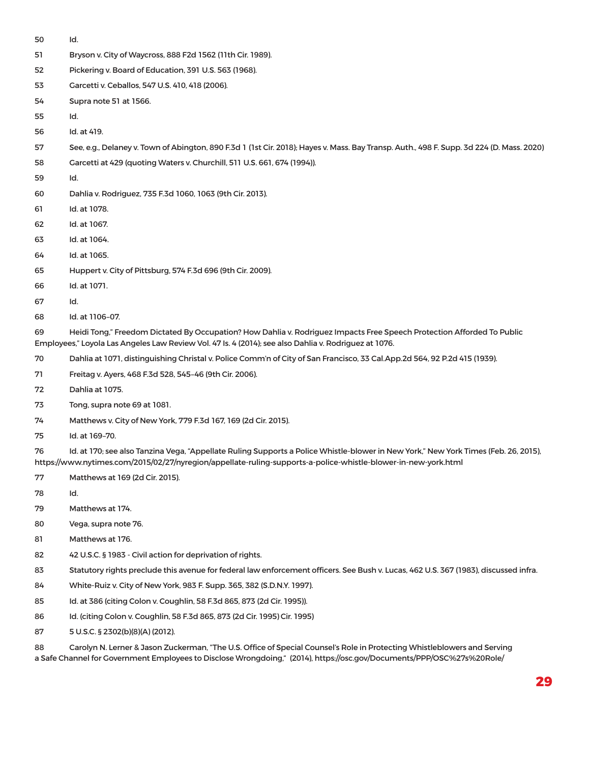50 Id.

51 Bryson v. City of Waycross, 888 F2d 1562 (11th Cir. 1989).

52 Pickering v. Board of Education, 391 U.S. 563 (1968).

53 Garcetti v. Ceballos, 547 U.S. 410, 418 (2006).

54 Supra note 51 at 1566.

55 Id.

56 Id. at 419.

57 See, e.g., Delaney v. Town of Abington, 890 F.3d 1 (1st Cir. 2018); Hayes v. Mass. Bay Transp. Auth., 498 F. Supp. 3d 224 (D. Mass. 2020)

58 Garcetti at 429 (quoting Waters v. Churchill, 511 U.S. 661, 674 (1994)).

59 Id.

60 Dahlia v. Rodriguez, 735 F.3d 1060, 1063 (9th Cir. 2013).

61 Id. at 1078.

62 Id. at 1067.

63 Id. at 1064.

64 Id. at 1065.

65 Huppert v. City of Pittsburg, 574 F.3d 696 (9th Cir. 2009).

66 Id. at 1071.

67 Id.

68 Id. at 1106–07.

69 Heidi Tong," Freedom Dictated By Occupation? How Dahlia v. Rodriguez Impacts Free Speech Protection Afforded To Public Employees," Loyola Las Angeles Law Review Vol. 47 Is. 4 (2014); see also Dahlia v. Rodriguez at 1076.

70 Dahlia at 1071, distinguishing Christal v. Police Comm'n of City of San Francisco, 33 Cal.App.2d 564, 92 P.2d 415 (1939).

71 Freitag v. Ayers, 468 F.3d 528, 545–46 (9th Cir. 2006).

72 Dahlia at 1075.

73 Tong, supra note 69 at 1081.

74 Matthews v. City of New York, 779 F.3d 167, 169 (2d Cir. 2015).

75 Id. at 169–70.

76 Id. at 170; see also Tanzina Vega, "Appellate Ruling Supports a Police Whistle-blower in New York," New York Times (Feb. 26, 2015), https://www.nytimes.com/2015/02/27/nyregion/appellate-ruling-supports-a-police-whistle-blower-in-new-york.html

77 Matthews at 169 (2d Cir. 2015).

78 Id.

79 Matthews at 174.

80 Vega, supra note 76.

81 Matthews at 176.

82 42 U.S.C. § 1983 - Civil action for deprivation of rights.

83 Statutory rights preclude this avenue for federal law enforcement officers. See Bush v. Lucas, 462 U.S. 367 (1983), discussed infra.

84 White-Ruiz v. City of New York, 983 F. Supp. 365, 382 (S.D.N.Y. 1997).

85 Id. at 386 (citing Colon v. Coughlin, 58 F.3d 865, 873 (2d Cir. 1995)).

86 Id. (citing Colon v. Coughlin, 58 F.3d 865, 873 (2d Cir. 1995) Cir. 1995)

87 5 U.S.C. § 2302(b)(8)(A) (2012).

88 Carolyn N. Lerner & Jason Zuckerman, "The U.S. Office of Special Counsel's Role in Protecting Whistleblowers and Serving a Safe Channel for Government Employees to Disclose Wrongdoing," (2014), https://osc.gov/Documents/PPP/OSC%27s%20Role/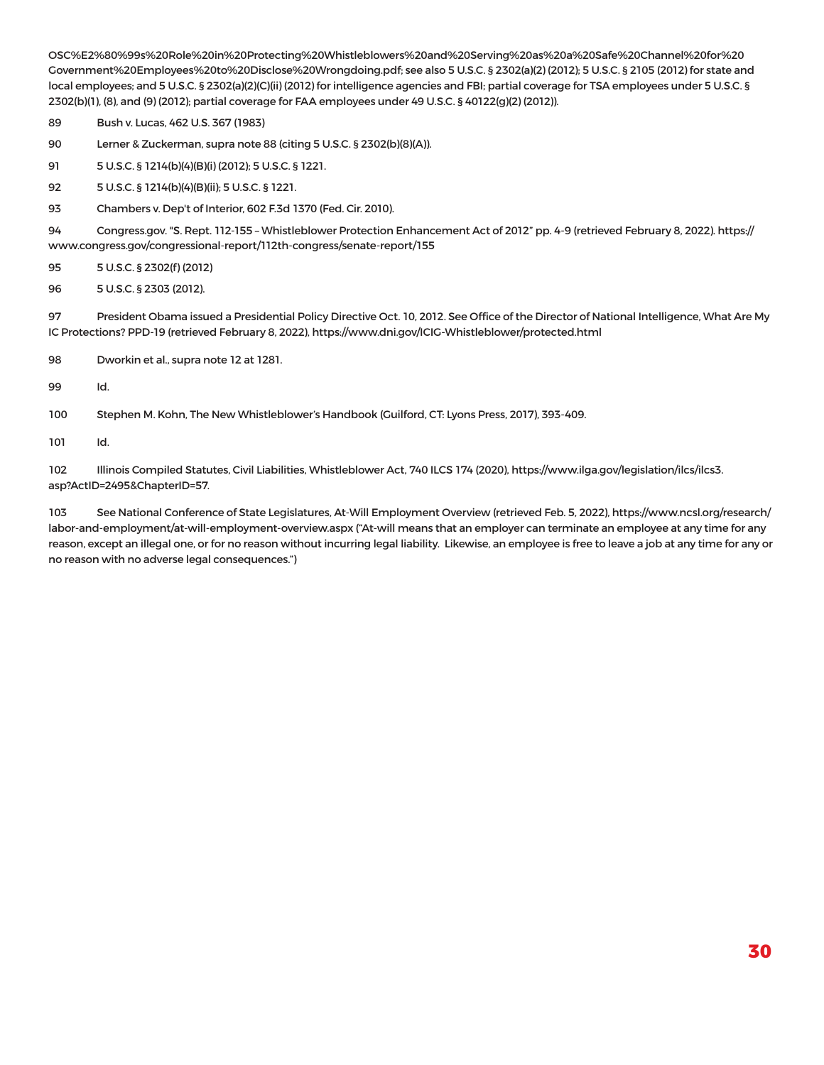OSC%E2%80%99s%20Role%20in%20Protecting%20Whistleblowers%20and%20Serving%20as%20a%20Safe%20Channel%20for%20Government%20Employees%20to%20Disclose%20Wrongdoing.pdf; see also 5 U.S.C. § 2302(a)(2) (2012); 5 U.S.C. § 2105 (2012) for state and local employees; and 5 U.S.C. § 2302(a)(2)(C)(ii) (2012) for intelligence agencies and FBI; partial coverage for TSA employees under 5 U.S.C. § 2302(b)(1), (8), and (9) (2012); partial coverage for FAA employees under 49 U.S.C. § 40122(g)(2) (2012)).

89 Bush v. Lucas, 462 U.S. 367 (1983)

90 Lerner & Zuckerman, supra note 88 (citing 5 U.S.C. § 2302(b)(8)(A)).

91 5 U.S.C. § 1214(b)(4)(B)(i) (2012); 5 U.S.C. § 1221.

92 5 U.S.C. § 1214(b)(4)(B)(ii); 5 U.S.C. § 1221.

93 Chambers v. Dep't of Interior, 602 F.3d 1370 (Fed. Cir. 2010).

94 Congress.gov. "S. Rept. 112-155 – Whistleblower Protection Enhancement Act of 2012" pp. 4-9 (retrieved February 8, 2022). https://www.congress.gov/congressional-report/112th-congress/senate-report/155

95 5 U.S.C. § 2302(f) (2012)

96 5 U.S.C. § 2303 (2012).

97 President Obama issued a Presidential Policy Directive Oct. 10, 2012. See Office of the Director of National Intelligence, What Are My IC Protections? PPD-19 (retrieved February 8, 2022), https://www.dni.gov/ICIG-Whistleblower/protected.html

98 Dworkin et al., supra note 12 at 1281.

99 Id.

100 Stephen M. Kohn, The New Whistleblower's Handbook (Guilford, CT: Lyons Press, 2017), 393-409.

101 Id.

102 Illinois Compiled Statutes, Civil Liabilities, Whistleblower Act, 740 ILCS 174 (2020), https://www.ilga.gov/legislation/ilcs/ilcs3.asp?ActID=2495&ChapterID=57.

103 See National Conference of State Legislatures, At-Will Employment Overview (retrieved Feb. 5, 2022), https://www.ncsl.org/research/labor-and-employment/at-will-employment-overview.aspx ("At-will means that an employer can terminate an employee at any time for any reason, except an illegal one, or for no reason without incurring legal liability. Likewise, an employee is free to leave a job at any time for any or no reason with no adverse legal consequences.")